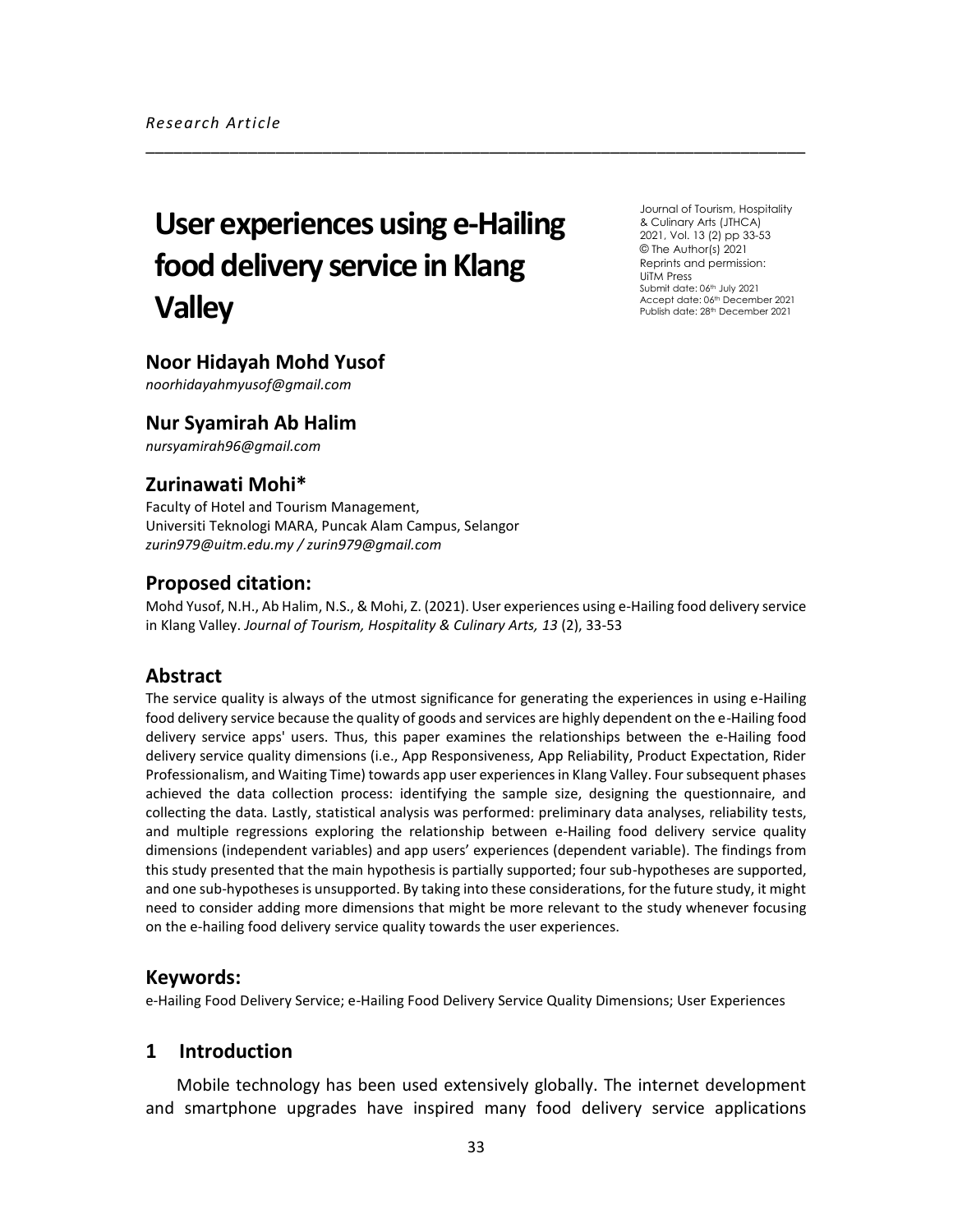*Research Article*

# User experiences using e-Hailing food delivery service in Klang Valley

Journal of Tourism, Hospitality & Culinary Arts (JTHCA)
2021, Vol. 13 (2) pp 33-53
© The Author(s) 2021
Reprints and permission:
UiTM Press
Submit date: 06th July 2021
Accept date: 06th December 2021
Publish date: 28th December 2021

## Noor Hidayah Mohd Yusof

*noorhidayahmyusof@gmail.com*

## Nur Syamirah Ab Halim

*nursyamirah96@gmail.com*

## Zurinawati Mohi*

Faculty of Hotel and Tourism Management,
Universiti Teknologi MARA, Puncak Alam Campus, Selangor
*zurin979@uitm.edu.my / zurin979@gmail.com*

## Proposed citation:

Mohd Yusof, N.H., Ab Halim, N.S., & Mohi, Z. (2021). User experiences using e-Hailing food delivery service in Klang Valley. *Journal of Tourism, Hospitality & Culinary Arts, 13* (2), 33-53

## Abstract

The service quality is always of the utmost significance for generating the experiences in using e-Hailing food delivery service because the quality of goods and services are highly dependent on the e-Hailing food delivery service apps' users. Thus, this paper examines the relationships between the e-Hailing food delivery service quality dimensions (i.e., App Responsiveness, App Reliability, Product Expectation, Rider Professionalism, and Waiting Time) towards app user experiences in Klang Valley. Four subsequent phases achieved the data collection process: identifying the sample size, designing the questionnaire, and collecting the data. Lastly, statistical analysis was performed: preliminary data analyses, reliability tests, and multiple regressions exploring the relationship between e-Hailing food delivery service quality dimensions (independent variables) and app users' experiences (dependent variable). The findings from this study presented that the main hypothesis is partially supported; four sub-hypotheses are supported, and one sub-hypotheses is unsupported. By taking into these considerations, for the future study, it might need to consider adding more dimensions that might be more relevant to the study whenever focusing on the e-hailing food delivery service quality towards the user experiences.

## Keywords:

e-Hailing Food Delivery Service; e-Hailing Food Delivery Service Quality Dimensions; User Experiences

## 1 Introduction

Mobile technology has been used extensively globally. The internet development and smartphone upgrades have inspired many food delivery service applications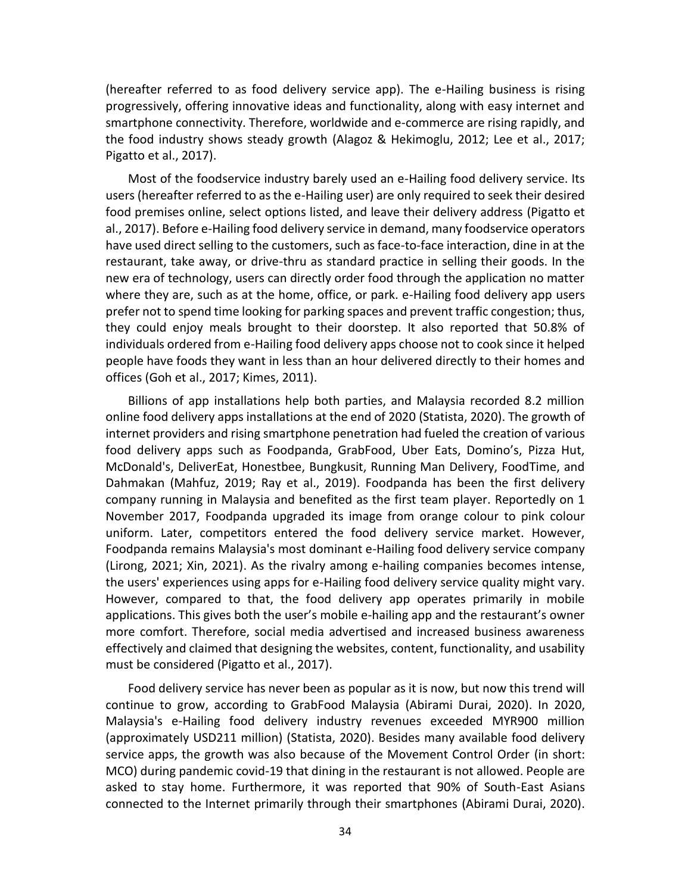(hereafter referred to as food delivery service app). The e-Hailing business is rising progressively, offering innovative ideas and functionality, along with easy internet and smartphone connectivity. Therefore, worldwide and e-commerce are rising rapidly, and the food industry shows steady growth (Alagoz & Hekimoglu, 2012; Lee et al., 2017; Pigatto et al., 2017).

Most of the foodservice industry barely used an e-Hailing food delivery service. Its users (hereafter referred to as the e-Hailing user) are only required to seek their desired food premises online, select options listed, and leave their delivery address (Pigatto et al., 2017). Before e-Hailing food delivery service in demand, many foodservice operators have used direct selling to the customers, such as face-to-face interaction, dine in at the restaurant, take away, or drive-thru as standard practice in selling their goods. In the new era of technology, users can directly order food through the application no matter where they are, such as at the home, office, or park. e-Hailing food delivery app users prefer not to spend time looking for parking spaces and prevent traffic congestion; thus, they could enjoy meals brought to their doorstep. It also reported that 50.8% of individuals ordered from e-Hailing food delivery apps choose not to cook since it helped people have foods they want in less than an hour delivered directly to their homes and offices (Goh et al., 2017; Kimes, 2011).

Billions of app installations help both parties, and Malaysia recorded 8.2 million online food delivery apps installations at the end of 2020 (Statista, 2020). The growth of internet providers and rising smartphone penetration had fueled the creation of various food delivery apps such as Foodpanda, GrabFood, Uber Eats, Domino's, Pizza Hut, McDonald's, DeliverEat, Honestbee, Bungkusit, Running Man Delivery, FoodTime, and Dahmakan (Mahfuz, 2019; Ray et al., 2019). Foodpanda has been the first delivery company running in Malaysia and benefited as the first team player. Reportedly on 1 November 2017, Foodpanda upgraded its image from orange colour to pink colour uniform. Later, competitors entered the food delivery service market. However, Foodpanda remains Malaysia's most dominant e-Hailing food delivery service company (Lirong, 2021; Xin, 2021). As the rivalry among e-hailing companies becomes intense, the users' experiences using apps for e-Hailing food delivery service quality might vary. However, compared to that, the food delivery app operates primarily in mobile applications. This gives both the user's mobile e-hailing app and the restaurant's owner more comfort. Therefore, social media advertised and increased business awareness effectively and claimed that designing the websites, content, functionality, and usability must be considered (Pigatto et al., 2017).

Food delivery service has never been as popular as it is now, but now this trend will continue to grow, according to GrabFood Malaysia (Abirami Durai, 2020). In 2020, Malaysia's e-Hailing food delivery industry revenues exceeded MYR900 million (approximately USD211 million) (Statista, 2020). Besides many available food delivery service apps, the growth was also because of the Movement Control Order (in short: MCO) during pandemic covid-19 that dining in the restaurant is not allowed. People are asked to stay home. Furthermore, it was reported that 90% of South-East Asians connected to the Internet primarily through their smartphones (Abirami Durai, 2020).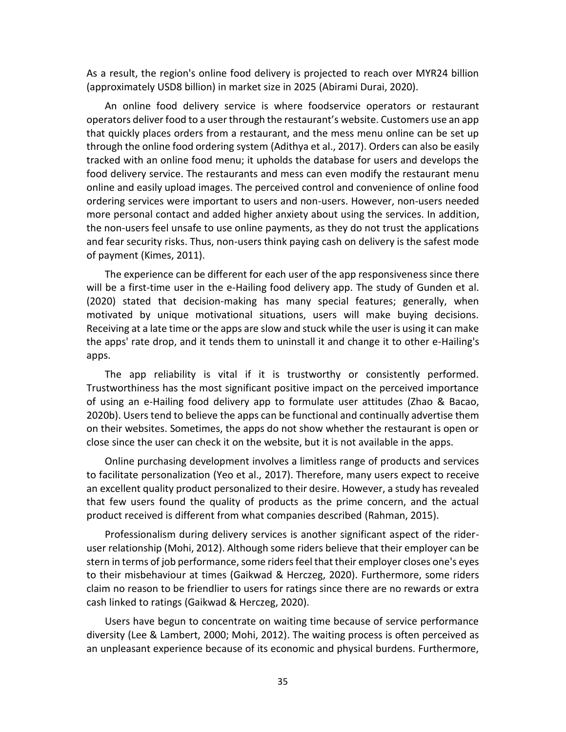As a result, the region's online food delivery is projected to reach over MYR24 billion (approximately USD8 billion) in market size in 2025 (Abirami Durai, 2020).

An online food delivery service is where foodservice operators or restaurant operators deliver food to a user through the restaurant's website. Customers use an app that quickly places orders from a restaurant, and the mess menu online can be set up through the online food ordering system (Adithya et al., 2017). Orders can also be easily tracked with an online food menu; it upholds the database for users and develops the food delivery service. The restaurants and mess can even modify the restaurant menu online and easily upload images. The perceived control and convenience of online food ordering services were important to users and non-users. However, non-users needed more personal contact and added higher anxiety about using the services. In addition, the non-users feel unsafe to use online payments, as they do not trust the applications and fear security risks. Thus, non-users think paying cash on delivery is the safest mode of payment (Kimes, 2011).

The experience can be different for each user of the app responsiveness since there will be a first-time user in the e-Hailing food delivery app. The study of Gunden et al. (2020) stated that decision-making has many special features; generally, when motivated by unique motivational situations, users will make buying decisions. Receiving at a late time or the apps are slow and stuck while the user is using it can make the apps' rate drop, and it tends them to uninstall it and change it to other e-Hailing's apps.

The app reliability is vital if it is trustworthy or consistently performed. Trustworthiness has the most significant positive impact on the perceived importance of using an e-Hailing food delivery app to formulate user attitudes (Zhao & Bacao, 2020b). Users tend to believe the apps can be functional and continually advertise them on their websites. Sometimes, the apps do not show whether the restaurant is open or close since the user can check it on the website, but it is not available in the apps.

Online purchasing development involves a limitless range of products and services to facilitate personalization (Yeo et al., 2017). Therefore, many users expect to receive an excellent quality product personalized to their desire. However, a study has revealed that few users found the quality of products as the prime concern, and the actual product received is different from what companies described (Rahman, 2015).

Professionalism during delivery services is another significant aspect of the rider-user relationship (Mohi, 2012). Although some riders believe that their employer can be stern in terms of job performance, some riders feel that their employer closes one's eyes to their misbehaviour at times (Gaikwad & Herczeg, 2020). Furthermore, some riders claim no reason to be friendlier to users for ratings since there are no rewards or extra cash linked to ratings (Gaikwad & Herczeg, 2020).

Users have begun to concentrate on waiting time because of service performance diversity (Lee & Lambert, 2000; Mohi, 2012). The waiting process is often perceived as an unpleasant experience because of its economic and physical burdens. Furthermore,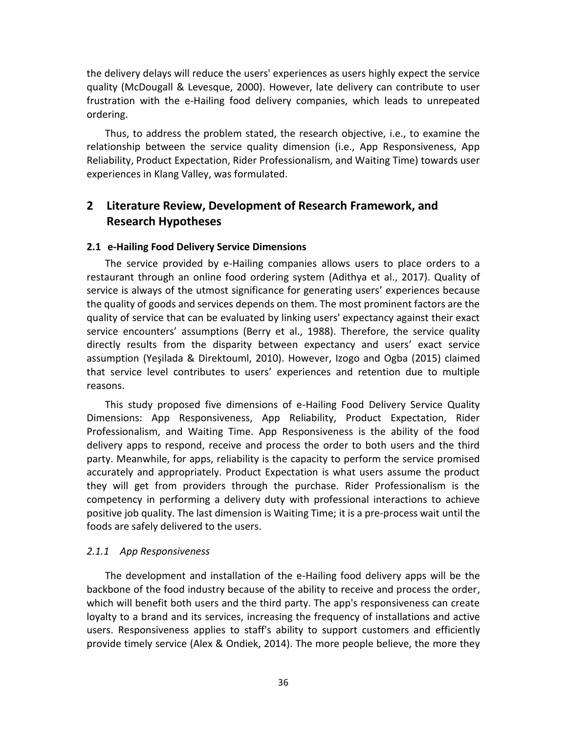the delivery delays will reduce the users' experiences as users highly expect the service quality (McDougall & Levesque, 2000). However, late delivery can contribute to user frustration with the e-Hailing food delivery companies, which leads to unrepeated ordering.

Thus, to address the problem stated, the research objective, i.e., to examine the relationship between the service quality dimension (i.e., App Responsiveness, App Reliability, Product Expectation, Rider Professionalism, and Waiting Time) towards user experiences in Klang Valley, was formulated.

## 2 Literature Review, Development of Research Framework, and Research Hypotheses

### 2.1 e-Hailing Food Delivery Service Dimensions

The service provided by e-Hailing companies allows users to place orders to a restaurant through an online food ordering system (Adithya et al., 2017). Quality of service is always of the utmost significance for generating users' experiences because the quality of goods and services depends on them. The most prominent factors are the quality of service that can be evaluated by linking users' expectancy against their exact service encounters' assumptions (Berry et al., 1988). Therefore, the service quality directly results from the disparity between expectancy and users' exact service assumption (Yeşilada & Direktouml, 2010). However, Izogo and Ogba (2015) claimed that service level contributes to users' experiences and retention due to multiple reasons.

This study proposed five dimensions of e-Hailing Food Delivery Service Quality Dimensions: App Responsiveness, App Reliability, Product Expectation, Rider Professionalism, and Waiting Time. App Responsiveness is the ability of the food delivery apps to respond, receive and process the order to both users and the third party. Meanwhile, for apps, reliability is the capacity to perform the service promised accurately and appropriately. Product Expectation is what users assume the product they will get from providers through the purchase. Rider Professionalism is the competency in performing a delivery duty with professional interactions to achieve positive job quality. The last dimension is Waiting Time; it is a pre-process wait until the foods are safely delivered to the users.

#### *2.1.1 App Responsiveness*

The development and installation of the e-Hailing food delivery apps will be the backbone of the food industry because of the ability to receive and process the order, which will benefit both users and the third party. The app's responsiveness can create loyalty to a brand and its services, increasing the frequency of installations and active users. Responsiveness applies to staff's ability to support customers and efficiently provide timely service (Alex & Ondiek, 2014). The more people believe, the more they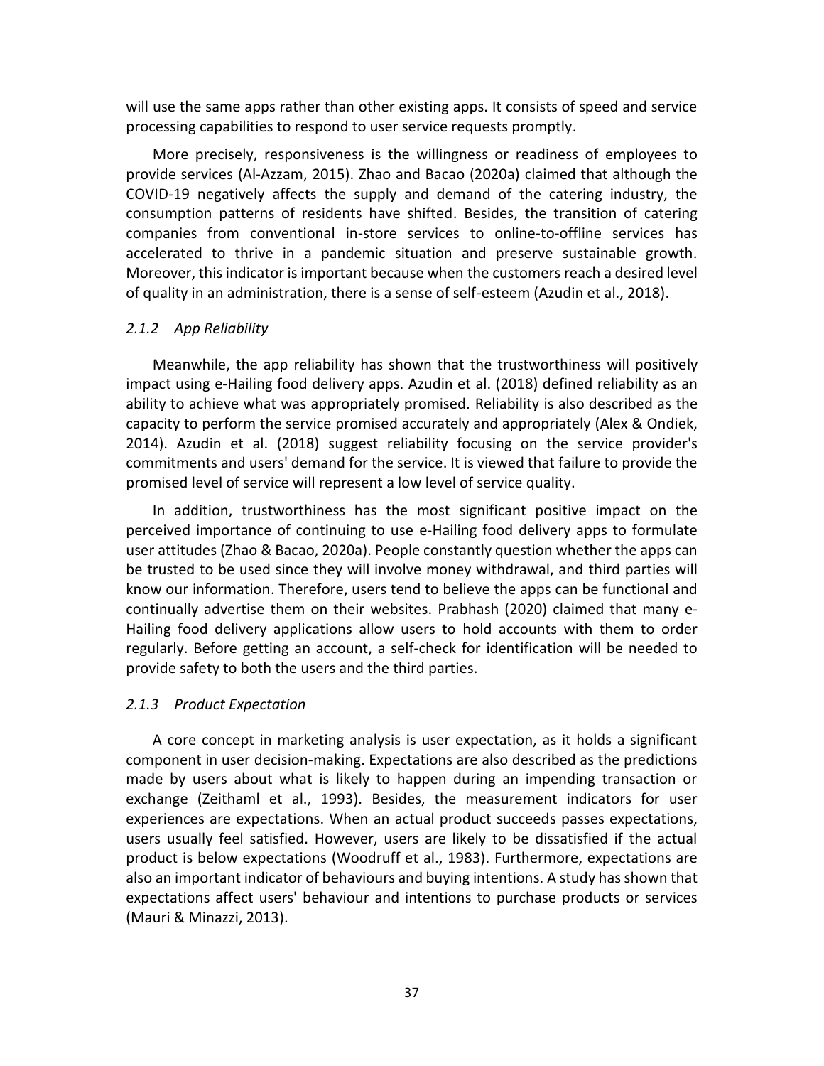will use the same apps rather than other existing apps. It consists of speed and service processing capabilities to respond to user service requests promptly.

More precisely, responsiveness is the willingness or readiness of employees to provide services (Al-Azzam, 2015). Zhao and Bacao (2020a) claimed that although the COVID-19 negatively affects the supply and demand of the catering industry, the consumption patterns of residents have shifted. Besides, the transition of catering companies from conventional in-store services to online-to-offline services has accelerated to thrive in a pandemic situation and preserve sustainable growth. Moreover, this indicator is important because when the customers reach a desired level of quality in an administration, there is a sense of self-esteem (Azudin et al., 2018).

### *2.1.2 App Reliability*

Meanwhile, the app reliability has shown that the trustworthiness will positively impact using e-Hailing food delivery apps. Azudin et al. (2018) defined reliability as an ability to achieve what was appropriately promised. Reliability is also described as the capacity to perform the service promised accurately and appropriately (Alex & Ondiek, 2014). Azudin et al. (2018) suggest reliability focusing on the service provider's commitments and users' demand for the service. It is viewed that failure to provide the promised level of service will represent a low level of service quality.

In addition, trustworthiness has the most significant positive impact on the perceived importance of continuing to use e-Hailing food delivery apps to formulate user attitudes (Zhao & Bacao, 2020a). People constantly question whether the apps can be trusted to be used since they will involve money withdrawal, and third parties will know our information. Therefore, users tend to believe the apps can be functional and continually advertise them on their websites. Prabhash (2020) claimed that many e-Hailing food delivery applications allow users to hold accounts with them to order regularly. Before getting an account, a self-check for identification will be needed to provide safety to both the users and the third parties.

### *2.1.3 Product Expectation*

A core concept in marketing analysis is user expectation, as it holds a significant component in user decision-making. Expectations are also described as the predictions made by users about what is likely to happen during an impending transaction or exchange (Zeithaml et al., 1993). Besides, the measurement indicators for user experiences are expectations. When an actual product succeeds passes expectations, users usually feel satisfied. However, users are likely to be dissatisfied if the actual product is below expectations (Woodruff et al., 1983). Furthermore, expectations are also an important indicator of behaviours and buying intentions. A study has shown that expectations affect users' behaviour and intentions to purchase products or services (Mauri & Minazzi, 2013).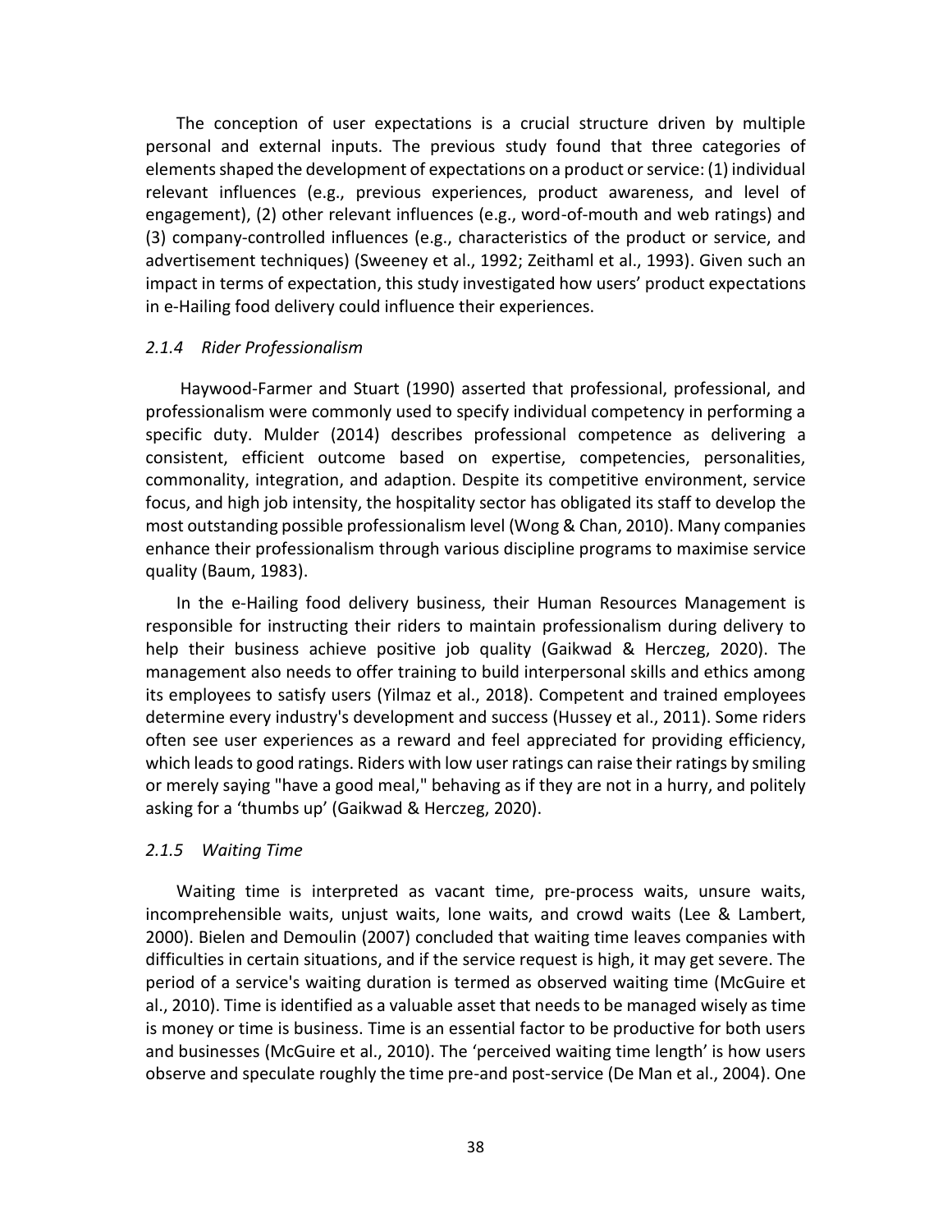The conception of user expectations is a crucial structure driven by multiple personal and external inputs. The previous study found that three categories of elements shaped the development of expectations on a product or service: (1) individual relevant influences (e.g., previous experiences, product awareness, and level of engagement), (2) other relevant influences (e.g., word-of-mouth and web ratings) and (3) company-controlled influences (e.g., characteristics of the product or service, and advertisement techniques) (Sweeney et al., 1992; Zeithaml et al., 1993). Given such an impact in terms of expectation, this study investigated how users' product expectations in e-Hailing food delivery could influence their experiences.

#### *2.1.4 Rider Professionalism*

Haywood-Farmer and Stuart (1990) asserted that professional, professional, and professionalism were commonly used to specify individual competency in performing a specific duty. Mulder (2014) describes professional competence as delivering a consistent, efficient outcome based on expertise, competencies, personalities, commonality, integration, and adaption. Despite its competitive environment, service focus, and high job intensity, the hospitality sector has obligated its staff to develop the most outstanding possible professionalism level (Wong & Chan, 2010). Many companies enhance their professionalism through various discipline programs to maximise service quality (Baum, 1983).

In the e-Hailing food delivery business, their Human Resources Management is responsible for instructing their riders to maintain professionalism during delivery to help their business achieve positive job quality (Gaikwad & Herczeg, 2020). The management also needs to offer training to build interpersonal skills and ethics among its employees to satisfy users (Yilmaz et al., 2018). Competent and trained employees determine every industry's development and success (Hussey et al., 2011). Some riders often see user experiences as a reward and feel appreciated for providing efficiency, which leads to good ratings. Riders with low user ratings can raise their ratings by smiling or merely saying "have a good meal," behaving as if they are not in a hurry, and politely asking for a 'thumbs up' (Gaikwad & Herczeg, 2020).

#### *2.1.5 Waiting Time*

Waiting time is interpreted as vacant time, pre-process waits, unsure waits, incomprehensible waits, unjust waits, lone waits, and crowd waits (Lee & Lambert, 2000). Bielen and Demoulin (2007) concluded that waiting time leaves companies with difficulties in certain situations, and if the service request is high, it may get severe. The period of a service's waiting duration is termed as observed waiting time (McGuire et al., 2010). Time is identified as a valuable asset that needs to be managed wisely as time is money or time is business. Time is an essential factor to be productive for both users and businesses (McGuire et al., 2010). The 'perceived waiting time length' is how users observe and speculate roughly the time pre-and post-service (De Man et al., 2004). One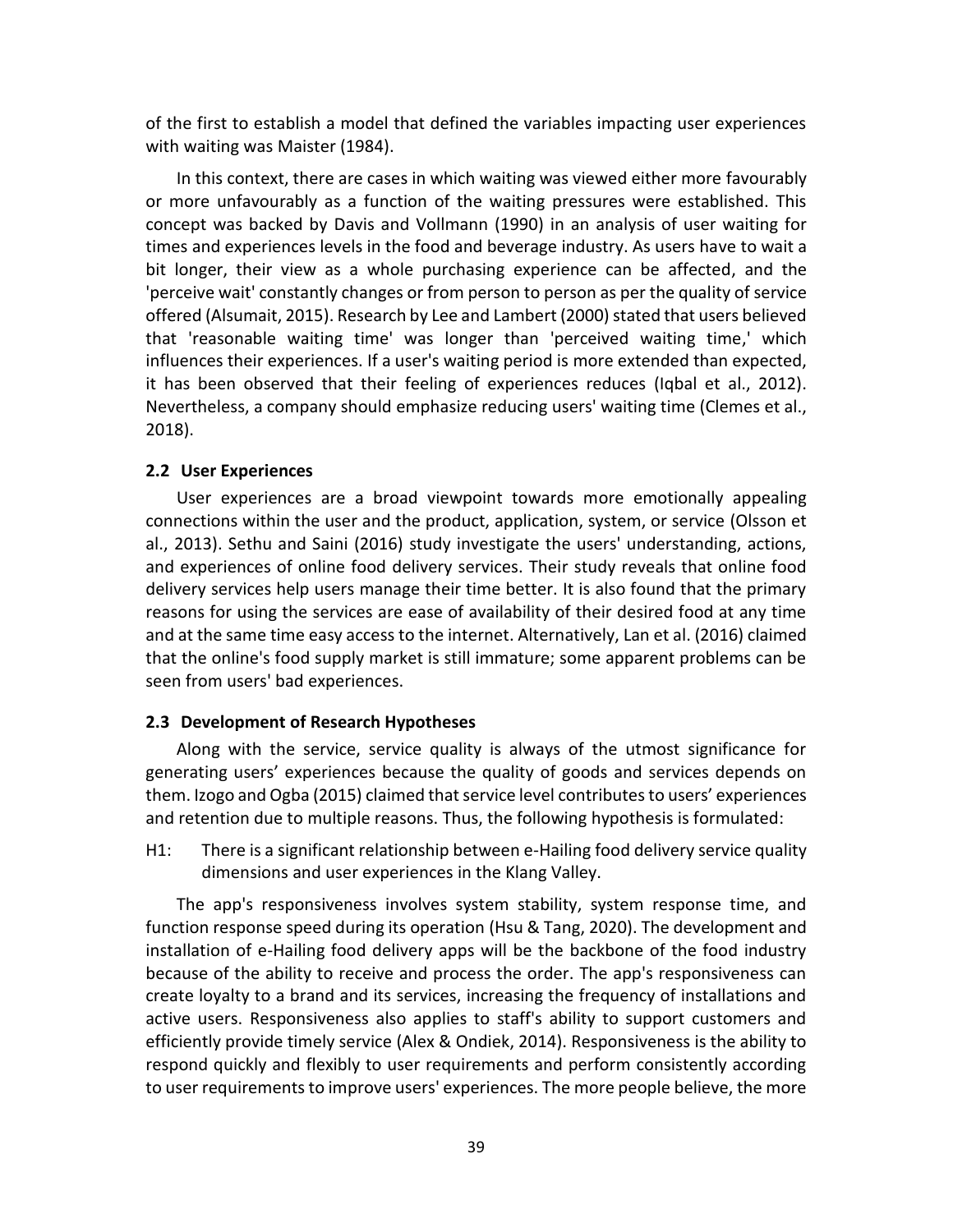of the first to establish a model that defined the variables impacting user experiences with waiting was Maister (1984).

In this context, there are cases in which waiting was viewed either more favourably or more unfavourably as a function of the waiting pressures were established. This concept was backed by Davis and Vollmann (1990) in an analysis of user waiting for times and experiences levels in the food and beverage industry. As users have to wait a bit longer, their view as a whole purchasing experience can be affected, and the 'perceive wait' constantly changes or from person to person as per the quality of service offered (Alsumait, 2015). Research by Lee and Lambert (2000) stated that users believed that 'reasonable waiting time' was longer than 'perceived waiting time,' which influences their experiences. If a user's waiting period is more extended than expected, it has been observed that their feeling of experiences reduces (Iqbal et al., 2012). Nevertheless, a company should emphasize reducing users' waiting time (Clemes et al., 2018).

### 2.2 User Experiences

User experiences are a broad viewpoint towards more emotionally appealing connections within the user and the product, application, system, or service (Olsson et al., 2013). Sethu and Saini (2016) study investigate the users' understanding, actions, and experiences of online food delivery services. Their study reveals that online food delivery services help users manage their time better. It is also found that the primary reasons for using the services are ease of availability of their desired food at any time and at the same time easy access to the internet. Alternatively, Lan et al. (2016) claimed that the online's food supply market is still immature; some apparent problems can be seen from users' bad experiences.

### 2.3 Development of Research Hypotheses

Along with the service, service quality is always of the utmost significance for generating users' experiences because the quality of goods and services depends on them. Izogo and Ogba (2015) claimed that service level contributes to users' experiences and retention due to multiple reasons. Thus, the following hypothesis is formulated:

H1: There is a significant relationship between e-Hailing food delivery service quality dimensions and user experiences in the Klang Valley.

The app's responsiveness involves system stability, system response time, and function response speed during its operation (Hsu & Tang, 2020). The development and installation of e-Hailing food delivery apps will be the backbone of the food industry because of the ability to receive and process the order. The app's responsiveness can create loyalty to a brand and its services, increasing the frequency of installations and active users. Responsiveness also applies to staff's ability to support customers and efficiently provide timely service (Alex & Ondiek, 2014). Responsiveness is the ability to respond quickly and flexibly to user requirements and perform consistently according to user requirements to improve users' experiences. The more people believe, the more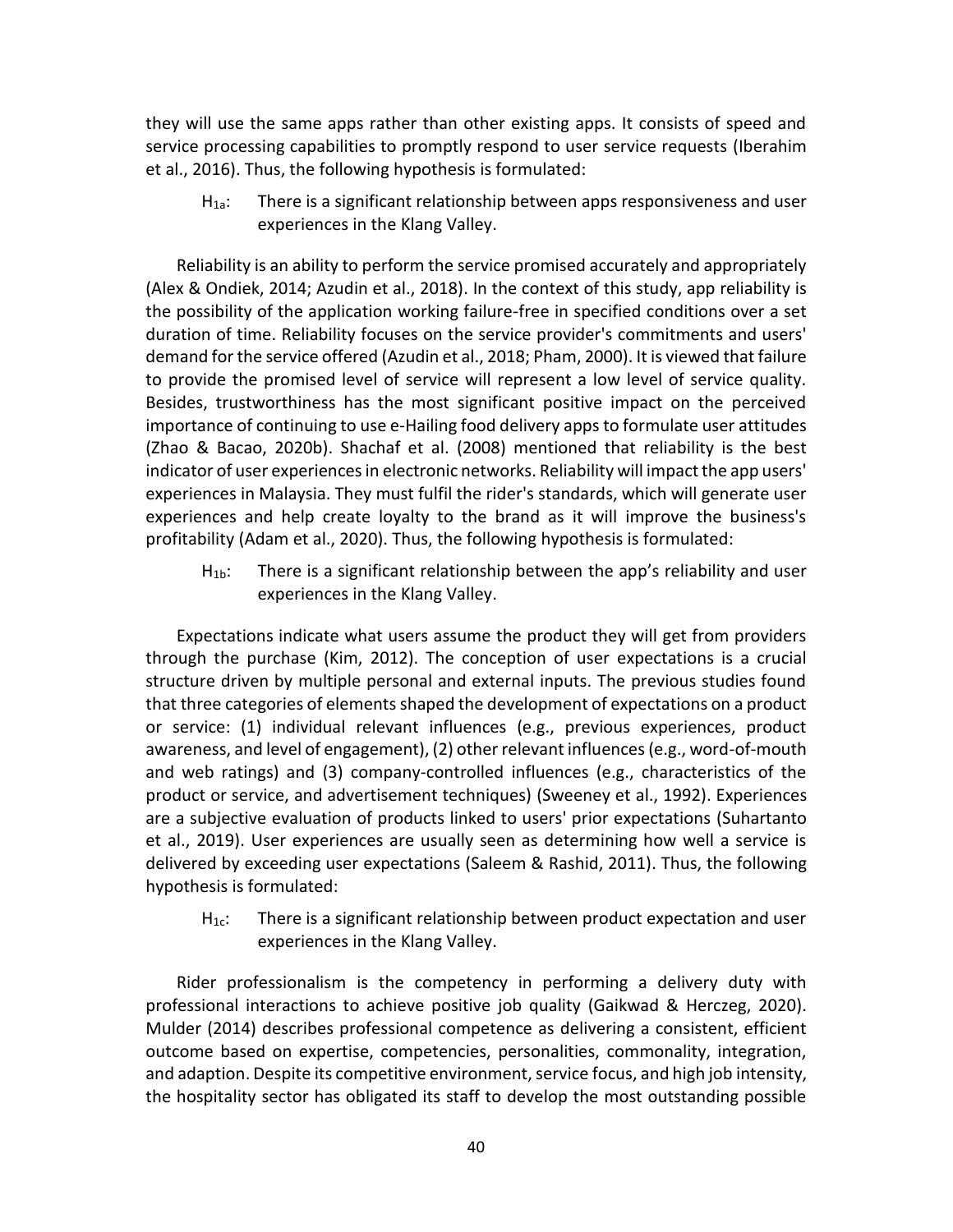they will use the same apps rather than other existing apps. It consists of speed and service processing capabilities to promptly respond to user service requests (Iberahim et al., 2016). Thus, the following hypothesis is formulated:

> $H_{1a}$: There is a significant relationship between apps responsiveness and user experiences in the Klang Valley.

Reliability is an ability to perform the service promised accurately and appropriately (Alex & Ondiek, 2014; Azudin et al., 2018). In the context of this study, app reliability is the possibility of the application working failure-free in specified conditions over a set duration of time. Reliability focuses on the service provider's commitments and users' demand for the service offered (Azudin et al., 2018; Pham, 2000). It is viewed that failure to provide the promised level of service will represent a low level of service quality. Besides, trustworthiness has the most significant positive impact on the perceived importance of continuing to use e-Hailing food delivery apps to formulate user attitudes (Zhao & Bacao, 2020b). Shachaf et al. (2008) mentioned that reliability is the best indicator of user experiences in electronic networks. Reliability will impact the app users' experiences in Malaysia. They must fulfil the rider's standards, which will generate user experiences and help create loyalty to the brand as it will improve the business's profitability (Adam et al., 2020). Thus, the following hypothesis is formulated:

> $H_{1b}$: There is a significant relationship between the app's reliability and user experiences in the Klang Valley.

Expectations indicate what users assume the product they will get from providers through the purchase (Kim, 2012). The conception of user expectations is a crucial structure driven by multiple personal and external inputs. The previous studies found that three categories of elements shaped the development of expectations on a product or service: (1) individual relevant influences (e.g., previous experiences, product awareness, and level of engagement), (2) other relevant influences (e.g., word-of-mouth and web ratings) and (3) company-controlled influences (e.g., characteristics of the product or service, and advertisement techniques) (Sweeney et al., 1992). Experiences are a subjective evaluation of products linked to users' prior expectations (Suhartanto et al., 2019). User experiences are usually seen as determining how well a service is delivered by exceeding user expectations (Saleem & Rashid, 2011). Thus, the following hypothesis is formulated:

> $H_{1c}$: There is a significant relationship between product expectation and user experiences in the Klang Valley.

Rider professionalism is the competency in performing a delivery duty with professional interactions to achieve positive job quality (Gaikwad & Herczeg, 2020). Mulder (2014) describes professional competence as delivering a consistent, efficient outcome based on expertise, competencies, personalities, commonality, integration, and adaption. Despite its competitive environment, service focus, and high job intensity, the hospitality sector has obligated its staff to develop the most outstanding possible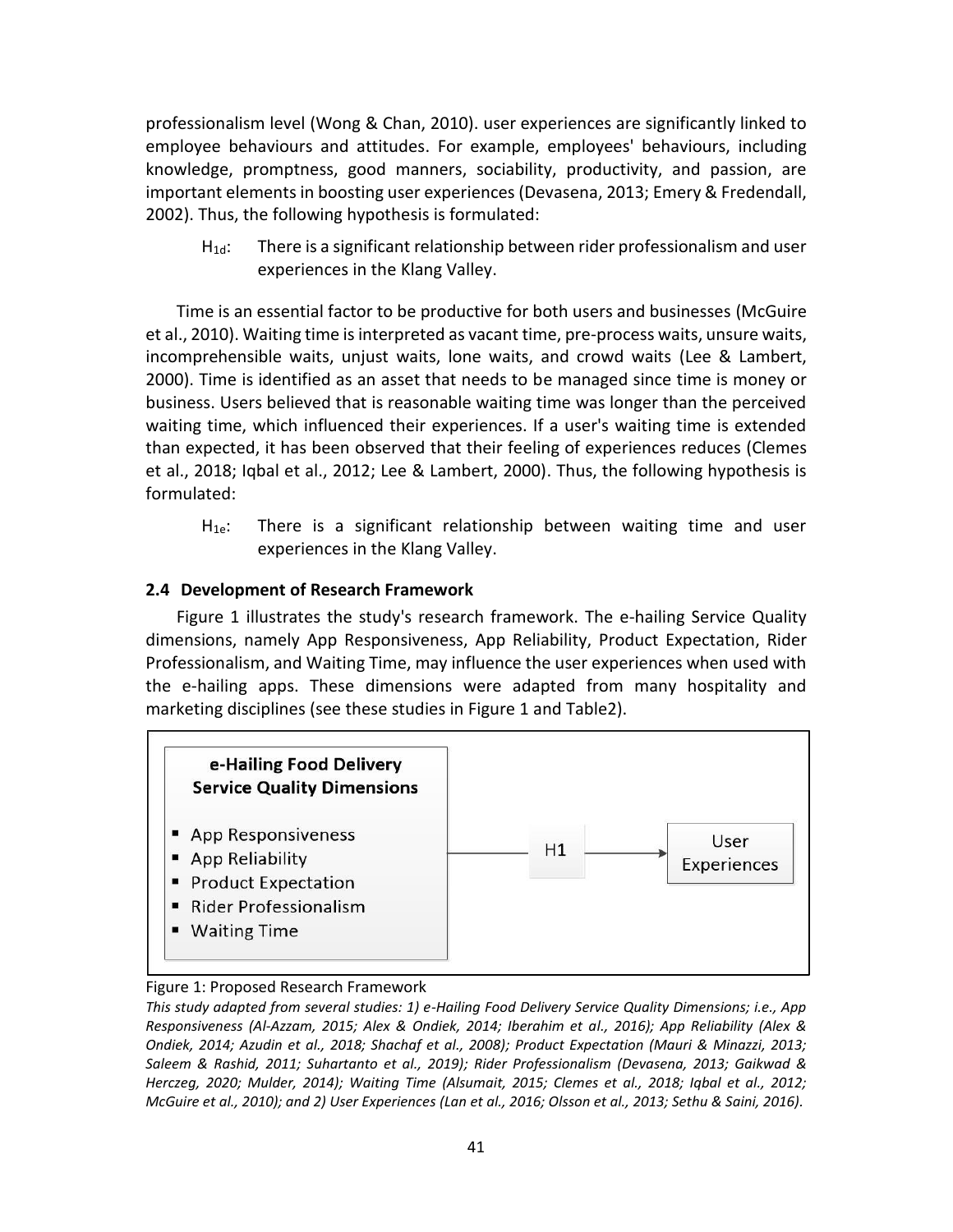professionalism level (Wong & Chan, 2010). user experiences are significantly linked to employee behaviours and attitudes. For example, employees' behaviours, including knowledge, promptness, good manners, sociability, productivity, and passion, are important elements in boosting user experiences (Devasena, 2013; Emery & Fredendall, 2002). Thus, the following hypothesis is formulated:

> $H_{1d}$: There is a significant relationship between rider professionalism and user experiences in the Klang Valley.

Time is an essential factor to be productive for both users and businesses (McGuire et al., 2010). Waiting time is interpreted as vacant time, pre-process waits, unsure waits, incomprehensible waits, unjust waits, lone waits, and crowd waits (Lee & Lambert, 2000). Time is identified as an asset that needs to be managed since time is money or business. Users believed that is reasonable waiting time was longer than the perceived waiting time, which influenced their experiences. If a user's waiting time is extended than expected, it has been observed that their feeling of experiences reduces (Clemes et al., 2018; Iqbal et al., 2012; Lee & Lambert, 2000). Thus, the following hypothesis is formulated:

> $H_{1e}$: There is a significant relationship between waiting time and user experiences in the Klang Valley.

### 2.4 Development of Research Framework

Figure 1 illustrates the study's research framework. The e-hailing Service Quality dimensions, namely App Responsiveness, App Reliability, Product Expectation, Rider Professionalism, and Waiting Time, may influence the user experiences when used with the e-hailing apps. These dimensions were adapted from many hospitality and marketing disciplines (see these studies in Figure 1 and Table2).

**e-Hailing Food Delivery Service Quality Dimensions**

- App Responsiveness
- App Reliability
- Product Expectation
- Rider Professionalism
- Waiting Time

→ H1 → User Experiences

Figure 1: Proposed Research Framework

*This study adapted from several studies: 1) e-Hailing Food Delivery Service Quality Dimensions; i.e., App Responsiveness (Al-Azzam, 2015; Alex & Ondiek, 2014; Iberahim et al., 2016); App Reliability (Alex & Ondiek, 2014; Azudin et al., 2018; Shachaf et al., 2008); Product Expectation (Mauri & Minazzi, 2013; Saleem & Rashid, 2011; Suhartanto et al., 2019); Rider Professionalism (Devasena, 2013; Gaikwad & Herczeg, 2020; Mulder, 2014); Waiting Time (Alsumait, 2015; Clemes et al., 2018; Iqbal et al., 2012; McGuire et al., 2010); and 2) User Experiences (Lan et al., 2016; Olsson et al., 2013; Sethu & Saini, 2016).*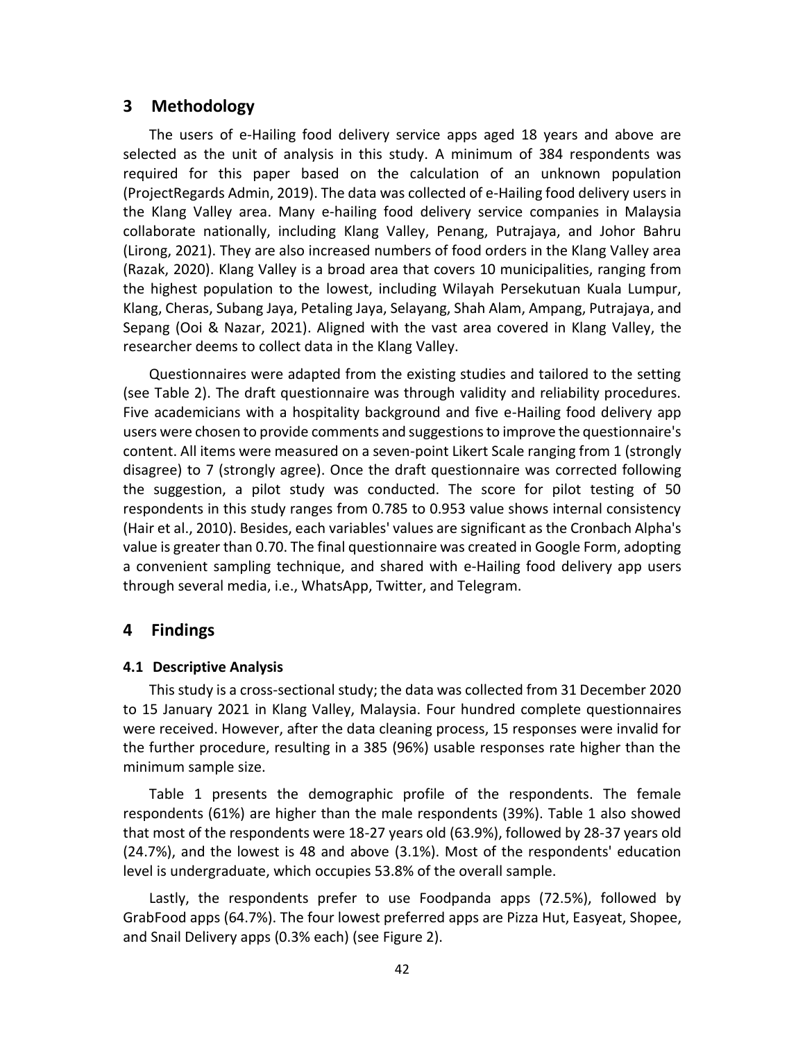## 3 Methodology

The users of e-Hailing food delivery service apps aged 18 years and above are selected as the unit of analysis in this study. A minimum of 384 respondents was required for this paper based on the calculation of an unknown population (ProjectRegards Admin, 2019). The data was collected of e-Hailing food delivery users in the Klang Valley area. Many e-hailing food delivery service companies in Malaysia collaborate nationally, including Klang Valley, Penang, Putrajaya, and Johor Bahru (Lirong, 2021). They are also increased numbers of food orders in the Klang Valley area (Razak, 2020). Klang Valley is a broad area that covers 10 municipalities, ranging from the highest population to the lowest, including Wilayah Persekutuan Kuala Lumpur, Klang, Cheras, Subang Jaya, Petaling Jaya, Selayang, Shah Alam, Ampang, Putrajaya, and Sepang (Ooi & Nazar, 2021). Aligned with the vast area covered in Klang Valley, the researcher deems to collect data in the Klang Valley.

Questionnaires were adapted from the existing studies and tailored to the setting (see Table 2). The draft questionnaire was through validity and reliability procedures. Five academicians with a hospitality background and five e-Hailing food delivery app users were chosen to provide comments and suggestions to improve the questionnaire's content. All items were measured on a seven-point Likert Scale ranging from 1 (strongly disagree) to 7 (strongly agree). Once the draft questionnaire was corrected following the suggestion, a pilot study was conducted. The score for pilot testing of 50 respondents in this study ranges from 0.785 to 0.953 value shows internal consistency (Hair et al., 2010). Besides, each variables' values are significant as the Cronbach Alpha's value is greater than 0.70. The final questionnaire was created in Google Form, adopting a convenient sampling technique, and shared with e-Hailing food delivery app users through several media, i.e., WhatsApp, Twitter, and Telegram.

## 4 Findings

### 4.1 Descriptive Analysis

This study is a cross-sectional study; the data was collected from 31 December 2020 to 15 January 2021 in Klang Valley, Malaysia. Four hundred complete questionnaires were received. However, after the data cleaning process, 15 responses were invalid for the further procedure, resulting in a 385 (96%) usable responses rate higher than the minimum sample size.

Table 1 presents the demographic profile of the respondents. The female respondents (61%) are higher than the male respondents (39%). Table 1 also showed that most of the respondents were 18-27 years old (63.9%), followed by 28-37 years old (24.7%), and the lowest is 48 and above (3.1%). Most of the respondents' education level is undergraduate, which occupies 53.8% of the overall sample.

Lastly, the respondents prefer to use Foodpanda apps (72.5%), followed by GrabFood apps (64.7%). The four lowest preferred apps are Pizza Hut, Easyeat, Shopee, and Snail Delivery apps (0.3% each) (see Figure 2).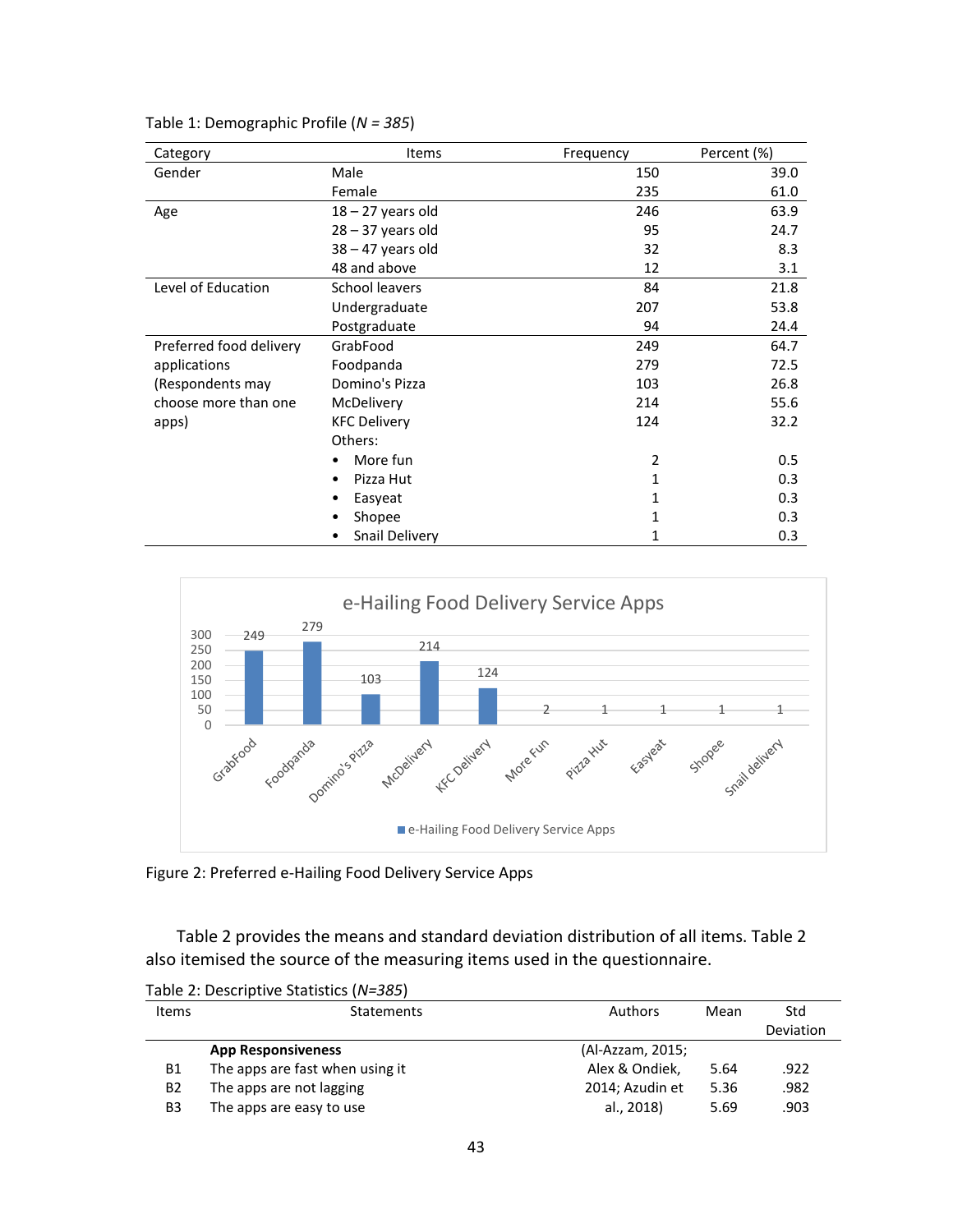Table 1: Demographic Profile (*N = 385*)

| Category | Items | Frequency | Percent (%) |
|---|---|---|---|
| Gender | Male | 150 | 39.0 |
| | Female | 235 | 61.0 |
| Age | 18 – 27 years old | 246 | 63.9 |
| | 28 – 37 years old | 95 | 24.7 |
| | 38 – 47 years old | 32 | 8.3 |
| | 48 and above | 12 | 3.1 |
| Level of Education | School leavers | 84 | 21.8 |
| | Undergraduate | 207 | 53.8 |
| | Postgraduate | 94 | 24.4 |
| Preferred food delivery applications (Respondents may choose more than one apps) | GrabFood | 249 | 64.7 |
| | Foodpanda | 279 | 72.5 |
| | Domino's Pizza | 103 | 26.8 |
| | McDelivery | 214 | 55.6 |
| | KFC Delivery | 124 | 32.2 |
| | Others: | | |
| | • More fun | 2 | 0.5 |
| | • Pizza Hut | 1 | 0.3 |
| | • Easyeat | 1 | 0.3 |
| | • Shopee | 1 | 0.3 |
| | • Snail Delivery | 1 | 0.3 |

Figure 2: Preferred e-Hailing Food Delivery Service Apps

Table 2 provides the means and standard deviation distribution of all items. Table 2 also itemised the source of the measuring items used in the questionnaire.

Table 2: Descriptive Statistics (*N=385*)

| Items | Statements | Authors | Mean | Std Deviation |
|---|---|---|---|---|
| | **App Responsiveness** | (Al-Azzam, 2015; Alex & Ondiek, 2014; Azudin et al., 2018) | | |
| B1 | The apps are fast when using it | | 5.64 | .922 |
| B2 | The apps are not lagging | | 5.36 | .982 |
| B3 | The apps are easy to use | | 5.69 | .903 |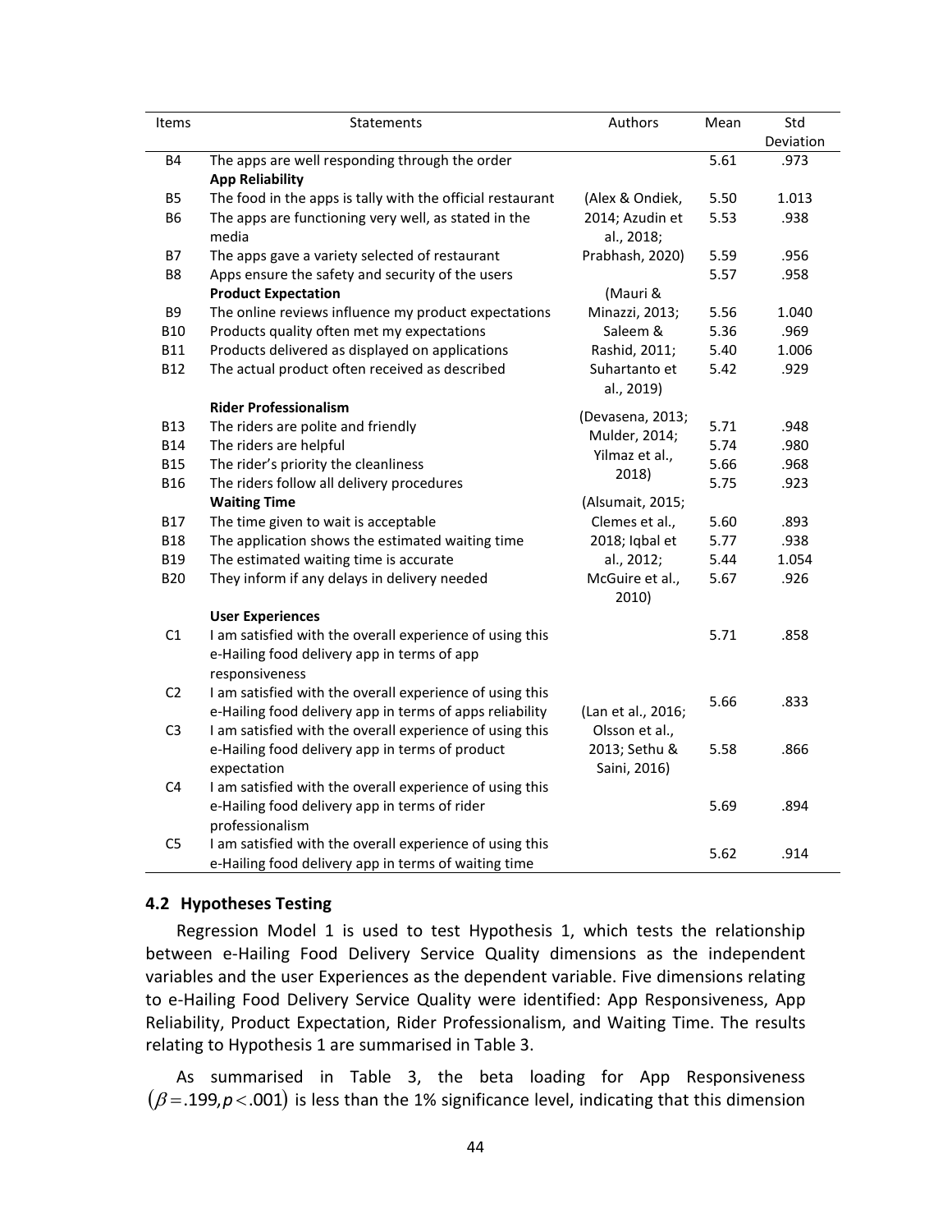| Items | Statements | Authors | Mean | Std Deviation |
|---|---|---|---|---|
| B4 | The apps are well responding through the order | | 5.61 | .973 |
| | **App Reliability** | | | |
| B5 | The food in the apps is tally with the official restaurant | (Alex & Ondiek, 2014; Azudin et al., 2018; Prabhash, 2020) | 5.50 | 1.013 |
| B6 | The apps are functioning very well, as stated in the media | | 5.53 | .938 |
| B7 | The apps gave a variety selected of restaurant | | 5.59 | .956 |
| B8 | Apps ensure the safety and security of the users | | 5.57 | .958 |
| | **Product Expectation** | (Mauri & Minazzi, 2013; Saleem & Rashid, 2011; Suhartanto et al., 2019) | | |
| B9 | The online reviews influence my product expectations | | 5.56 | 1.040 |
| B10 | Products quality often met my expectations | | 5.36 | .969 |
| B11 | Products delivered as displayed on applications | | 5.40 | 1.006 |
| B12 | The actual product often received as described | | 5.42 | .929 |
| | **Rider Professionalism** | (Devasena, 2013; Mulder, 2014; Yilmaz et al., 2018) | | |
| B13 | The riders are polite and friendly | | 5.71 | .948 |
| B14 | The riders are helpful | | 5.74 | .980 |
| B15 | The rider's priority the cleanliness | | 5.66 | .968 |
| B16 | The riders follow all delivery procedures | | 5.75 | .923 |
| | **Waiting Time** | (Alsumait, 2015; Clemes et al., 2018; Iqbal et al., 2012; McGuire et al., 2010) | | |
| B17 | The time given to wait is acceptable | | 5.60 | .893 |
| B18 | The application shows the estimated waiting time | | 5.77 | .938 |
| B19 | The estimated waiting time is accurate | | 5.44 | 1.054 |
| B20 | They inform if any delays in delivery needed | | 5.67 | .926 |
| | **User Experiences** | (Lan et al., 2016; Olsson et al., 2013; Sethu & Saini, 2016) | | |
| C1 | I am satisfied with the overall experience of using this e-Hailing food delivery app in terms of app responsiveness | | 5.71 | .858 |
| C2 | I am satisfied with the overall experience of using this e-Hailing food delivery app in terms of apps reliability | | 5.66 | .833 |
| C3 | I am satisfied with the overall experience of using this e-Hailing food delivery app in terms of product expectation | | 5.58 | .866 |
| C4 | I am satisfied with the overall experience of using this e-Hailing food delivery app in terms of rider professionalism | | 5.69 | .894 |
| C5 | I am satisfied with the overall experience of using this e-Hailing food delivery app in terms of waiting time | | 5.62 | .914 |

### 4.2 Hypotheses Testing

Regression Model 1 is used to test Hypothesis 1, which tests the relationship between e-Hailing Food Delivery Service Quality dimensions as the independent variables and the user Experiences as the dependent variable. Five dimensions relating to e-Hailing Food Delivery Service Quality were identified: App Responsiveness, App Reliability, Product Expectation, Rider Professionalism, and Waiting Time. The results relating to Hypothesis 1 are summarised in Table 3.

As summarised in Table 3, the beta loading for App Responsiveness $(\beta = .199, p < .001)$ is less than the 1% significance level, indicating that this dimension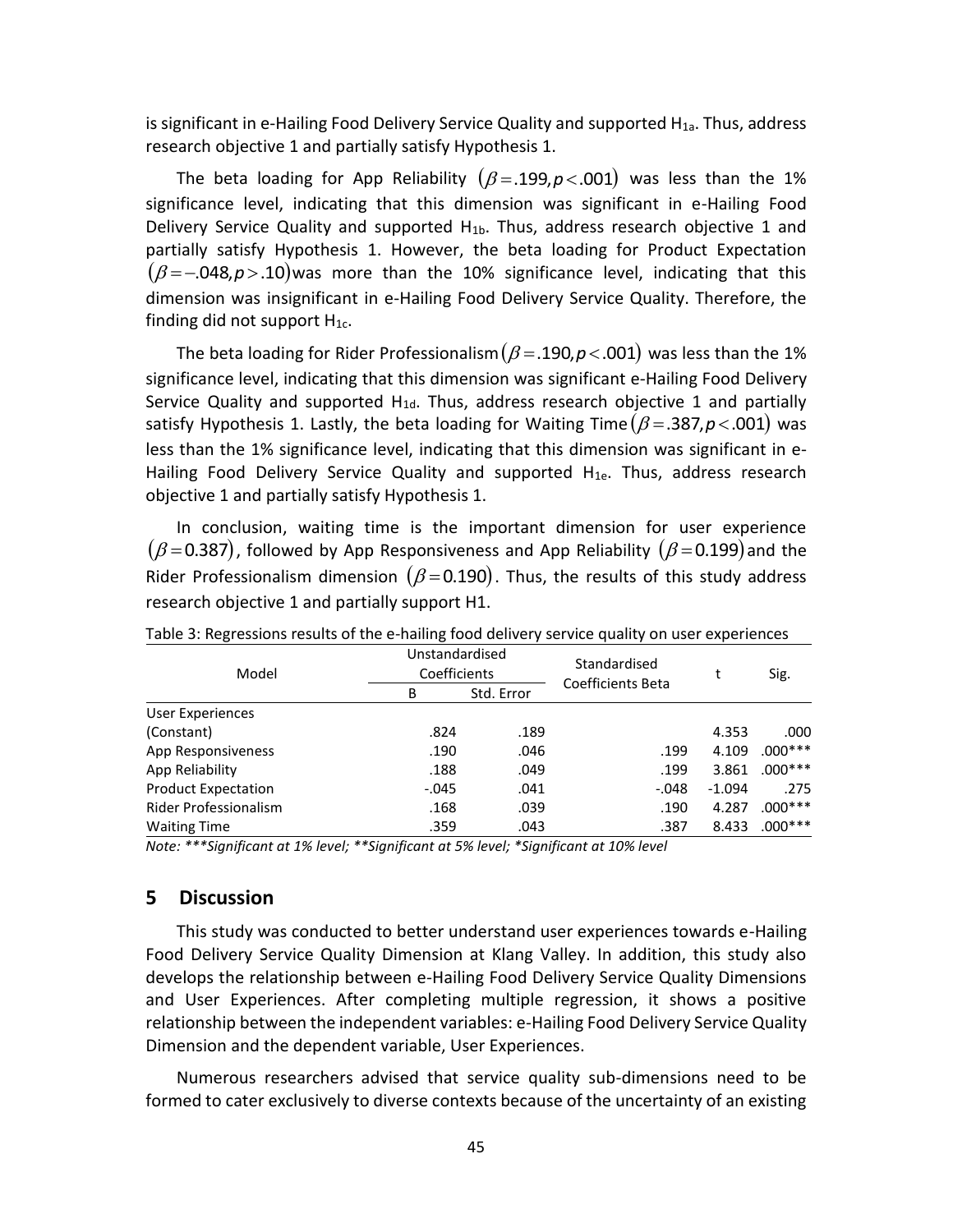is significant in e-Hailing Food Delivery Service Quality and supported $H_{1a}$. Thus, address research objective 1 and partially satisfy Hypothesis 1.

The beta loading for App Reliability $(\beta = .199, p < .001)$ was less than the 1% significance level, indicating that this dimension was significant in e-Hailing Food Delivery Service Quality and supported $H_{1b}$. Thus, address research objective 1 and partially satisfy Hypothesis 1. However, the beta loading for Product Expectation $(\beta = -.048, p > .10)$ was more than the 10% significance level, indicating that this dimension was insignificant in e-Hailing Food Delivery Service Quality. Therefore, the finding did not support $H_{1c}$.

The beta loading for Rider Professionalism $(\beta = .190, p < .001)$ was less than the 1% significance level, indicating that this dimension was significant e-Hailing Food Delivery Service Quality and supported $H_{1d}$. Thus, address research objective 1 and partially satisfy Hypothesis 1. Lastly, the beta loading for Waiting Time $(\beta = .387, p < .001)$ was less than the 1% significance level, indicating that this dimension was significant in e-Hailing Food Delivery Service Quality and supported $H_{1e}$. Thus, address research objective 1 and partially satisfy Hypothesis 1.

In conclusion, waiting time is the important dimension for user experience $(\beta = 0.387)$, followed by App Responsiveness and App Reliability $(\beta = 0.199)$ and the Rider Professionalism dimension $(\beta = 0.190)$. Thus, the results of this study address research objective 1 and partially support H1.

Table 3: Regressions results of the e-hailing food delivery service quality on user experiences

| Model | Unstandardised Coefficients | | Standardised Coefficients Beta | t | Sig. |
|---|---|---|---|---|---|
| | B | Std. Error | | | |
| User Experiences | | | | | |
| (Constant) | .824 | .189 | | 4.353 | .000 |
| App Responsiveness | .190 | .046 | .199 | 4.109 | .000*** |
| App Reliability | .188 | .049 | .199 | 3.861 | .000*** |
| Product Expectation | -.045 | .041 | -.048 | -1.094 | .275 |
| Rider Professionalism | .168 | .039 | .190 | 4.287 | .000*** |
| Waiting Time | .359 | .043 | .387 | 8.433 | .000*** |

*Note: ***Significant at 1% level; **Significant at 5% level; *Significant at 10% level*

## 5 Discussion

This study was conducted to better understand user experiences towards e-Hailing Food Delivery Service Quality Dimension at Klang Valley. In addition, this study also develops the relationship between e-Hailing Food Delivery Service Quality Dimensions and User Experiences. After completing multiple regression, it shows a positive relationship between the independent variables: e-Hailing Food Delivery Service Quality Dimension and the dependent variable, User Experiences.

Numerous researchers advised that service quality sub-dimensions need to be formed to cater exclusively to diverse contexts because of the uncertainty of an existing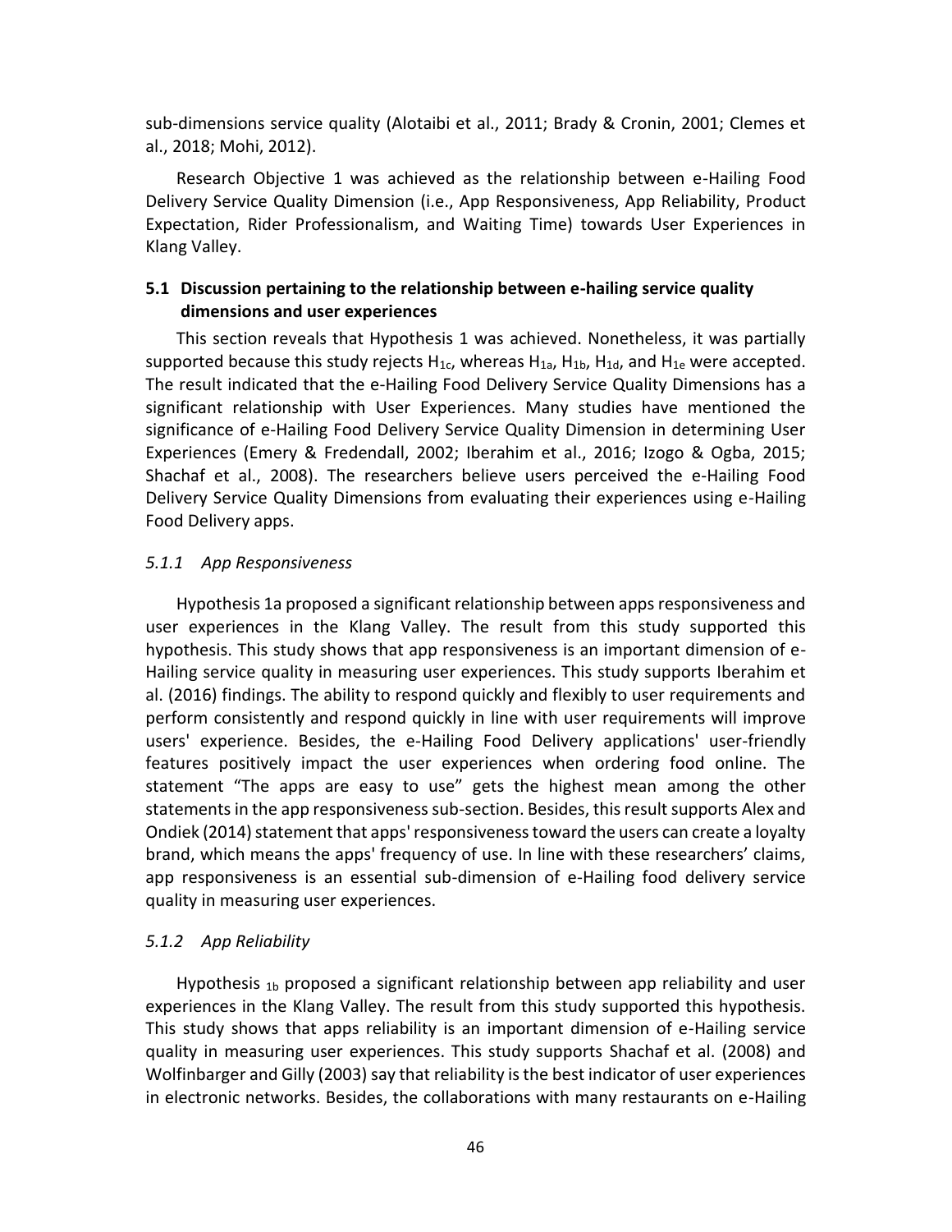sub-dimensions service quality (Alotaibi et al., 2011; Brady & Cronin, 2001; Clemes et al., 2018; Mohi, 2012).

Research Objective 1 was achieved as the relationship between e-Hailing Food Delivery Service Quality Dimension (i.e., App Responsiveness, App Reliability, Product Expectation, Rider Professionalism, and Waiting Time) towards User Experiences in Klang Valley.

### 5.1 Discussion pertaining to the relationship between e-hailing service quality dimensions and user experiences

This section reveals that Hypothesis 1 was achieved. Nonetheless, it was partially supported because this study rejects $H_{1c}$, whereas $H_{1a}$, $H_{1b}$, $H_{1d}$, and $H_{1e}$ were accepted. The result indicated that the e-Hailing Food Delivery Service Quality Dimensions has a significant relationship with User Experiences. Many studies have mentioned the significance of e-Hailing Food Delivery Service Quality Dimension in determining User Experiences (Emery & Fredendall, 2002; Iberahim et al., 2016; Izogo & Ogba, 2015; Shachaf et al., 2008). The researchers believe users perceived the e-Hailing Food Delivery Service Quality Dimensions from evaluating their experiences using e-Hailing Food Delivery apps.

#### *5.1.1 App Responsiveness*

Hypothesis 1a proposed a significant relationship between apps responsiveness and user experiences in the Klang Valley. The result from this study supported this hypothesis. This study shows that app responsiveness is an important dimension of e-Hailing service quality in measuring user experiences. This study supports Iberahim et al. (2016) findings. The ability to respond quickly and flexibly to user requirements and perform consistently and respond quickly in line with user requirements will improve users' experience. Besides, the e-Hailing Food Delivery applications' user-friendly features positively impact the user experiences when ordering food online. The statement "The apps are easy to use" gets the highest mean among the other statements in the app responsiveness sub-section. Besides, this result supports Alex and Ondiek (2014) statement that apps' responsiveness toward the users can create a loyalty brand, which means the apps' frequency of use. In line with these researchers' claims, app responsiveness is an essential sub-dimension of e-Hailing food delivery service quality in measuring user experiences.

#### *5.1.2 App Reliability*

Hypothesis $_{1b}$ proposed a significant relationship between app reliability and user experiences in the Klang Valley. The result from this study supported this hypothesis. This study shows that apps reliability is an important dimension of e-Hailing service quality in measuring user experiences. This study supports Shachaf et al. (2008) and Wolfinbarger and Gilly (2003) say that reliability is the best indicator of user experiences in electronic networks. Besides, the collaborations with many restaurants on e-Hailing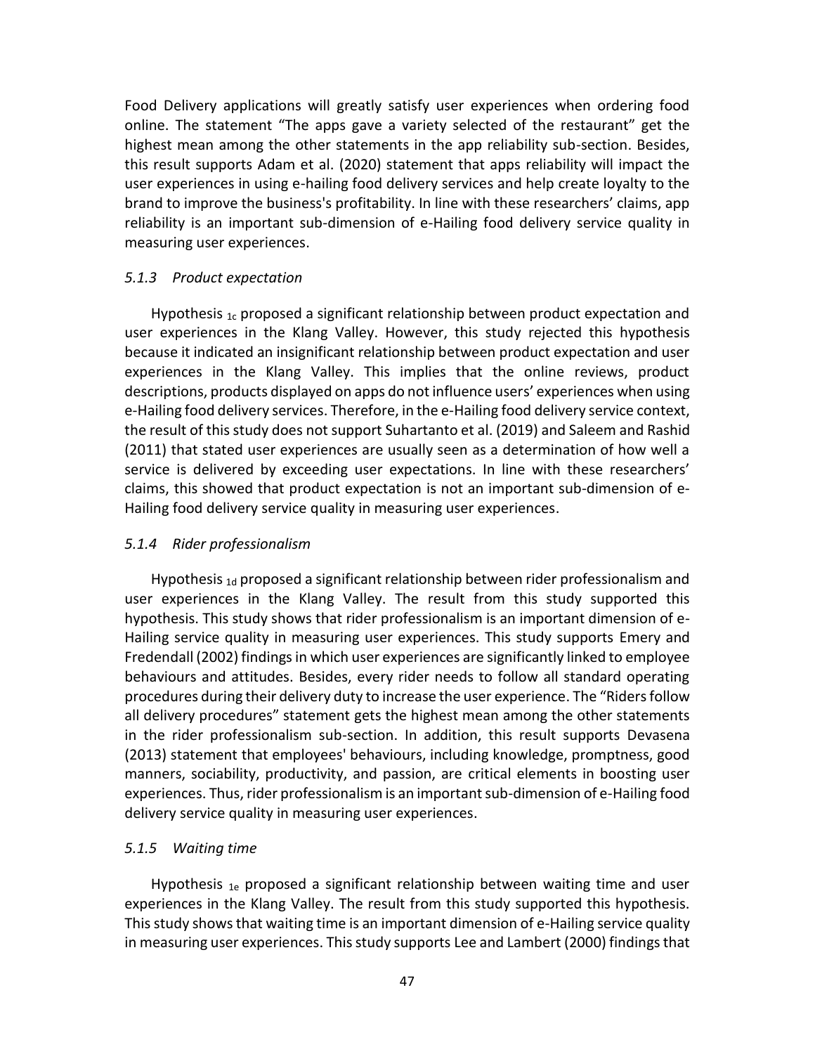Food Delivery applications will greatly satisfy user experiences when ordering food online. The statement "The apps gave a variety selected of the restaurant" get the highest mean among the other statements in the app reliability sub-section. Besides, this result supports Adam et al. (2020) statement that apps reliability will impact the user experiences in using e-hailing food delivery services and help create loyalty to the brand to improve the business's profitability. In line with these researchers' claims, app reliability is an important sub-dimension of e-Hailing food delivery service quality in measuring user experiences.

### *5.1.3 Product expectation*

Hypothesis $_{1c}$ proposed a significant relationship between product expectation and user experiences in the Klang Valley. However, this study rejected this hypothesis because it indicated an insignificant relationship between product expectation and user experiences in the Klang Valley. This implies that the online reviews, product descriptions, products displayed on apps do not influence users' experiences when using e-Hailing food delivery services. Therefore, in the e-Hailing food delivery service context, the result of this study does not support Suhartanto et al. (2019) and Saleem and Rashid (2011) that stated user experiences are usually seen as a determination of how well a service is delivered by exceeding user expectations. In line with these researchers' claims, this showed that product expectation is not an important sub-dimension of e-Hailing food delivery service quality in measuring user experiences.

### *5.1.4 Rider professionalism*

Hypothesis $_{1d}$ proposed a significant relationship between rider professionalism and user experiences in the Klang Valley. The result from this study supported this hypothesis. This study shows that rider professionalism is an important dimension of e-Hailing service quality in measuring user experiences. This study supports Emery and Fredendall (2002) findings in which user experiences are significantly linked to employee behaviours and attitudes. Besides, every rider needs to follow all standard operating procedures during their delivery duty to increase the user experience. The "Riders follow all delivery procedures" statement gets the highest mean among the other statements in the rider professionalism sub-section. In addition, this result supports Devasena (2013) statement that employees' behaviours, including knowledge, promptness, good manners, sociability, productivity, and passion, are critical elements in boosting user experiences. Thus, rider professionalism is an important sub-dimension of e-Hailing food delivery service quality in measuring user experiences.

### *5.1.5 Waiting time*

Hypothesis $_{1e}$ proposed a significant relationship between waiting time and user experiences in the Klang Valley. The result from this study supported this hypothesis. This study shows that waiting time is an important dimension of e-Hailing service quality in measuring user experiences. This study supports Lee and Lambert (2000) findings that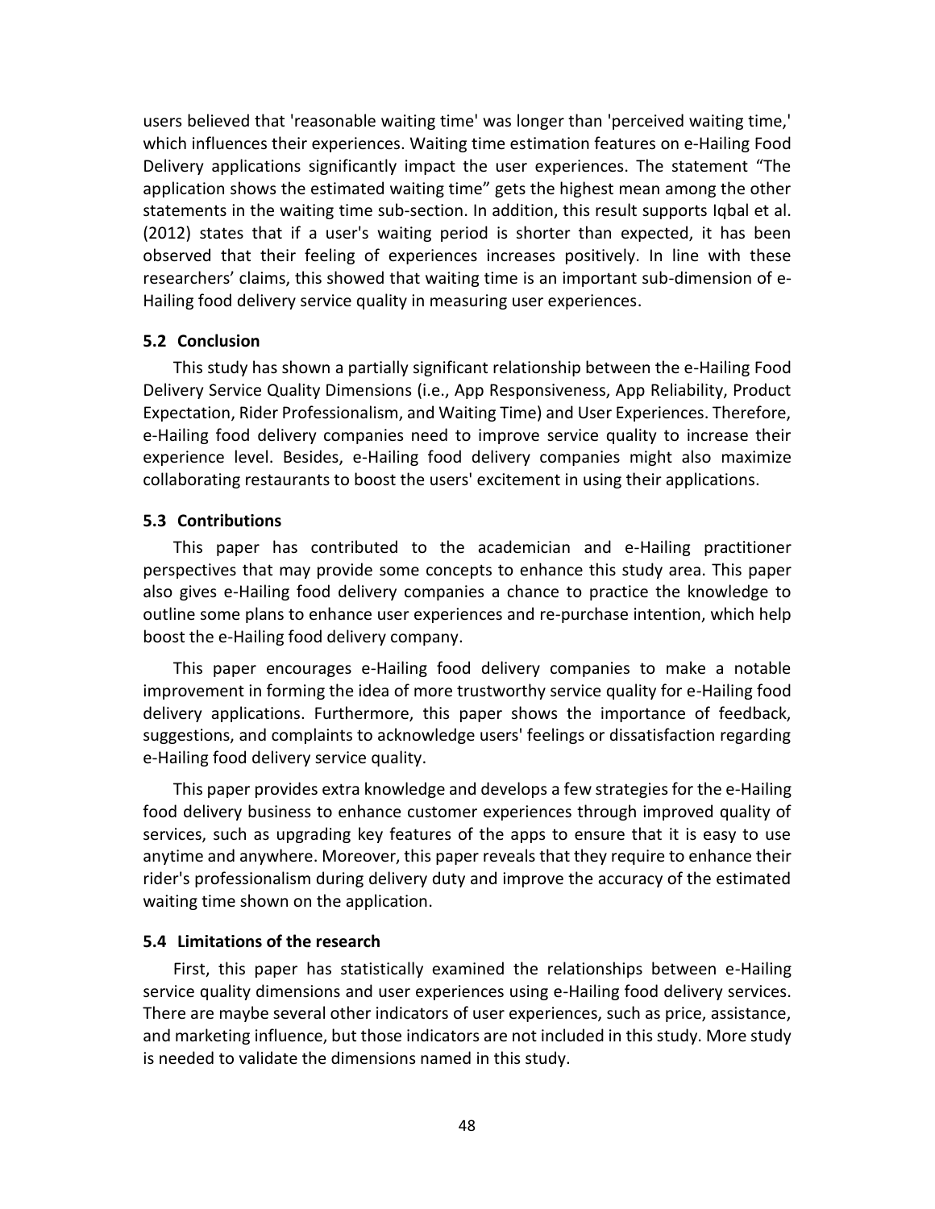users believed that 'reasonable waiting time' was longer than 'perceived waiting time,' which influences their experiences. Waiting time estimation features on e-Hailing Food Delivery applications significantly impact the user experiences. The statement "The application shows the estimated waiting time" gets the highest mean among the other statements in the waiting time sub-section. In addition, this result supports Iqbal et al. (2012) states that if a user's waiting period is shorter than expected, it has been observed that their feeling of experiences increases positively. In line with these researchers' claims, this showed that waiting time is an important sub-dimension of e-Hailing food delivery service quality in measuring user experiences.

### 5.2 Conclusion

This study has shown a partially significant relationship between the e-Hailing Food Delivery Service Quality Dimensions (i.e., App Responsiveness, App Reliability, Product Expectation, Rider Professionalism, and Waiting Time) and User Experiences. Therefore, e-Hailing food delivery companies need to improve service quality to increase their experience level. Besides, e-Hailing food delivery companies might also maximize collaborating restaurants to boost the users' excitement in using their applications.

### 5.3 Contributions

This paper has contributed to the academician and e-Hailing practitioner perspectives that may provide some concepts to enhance this study area. This paper also gives e-Hailing food delivery companies a chance to practice the knowledge to outline some plans to enhance user experiences and re-purchase intention, which help boost the e-Hailing food delivery company.

This paper encourages e-Hailing food delivery companies to make a notable improvement in forming the idea of more trustworthy service quality for e-Hailing food delivery applications. Furthermore, this paper shows the importance of feedback, suggestions, and complaints to acknowledge users' feelings or dissatisfaction regarding e-Hailing food delivery service quality.

This paper provides extra knowledge and develops a few strategies for the e-Hailing food delivery business to enhance customer experiences through improved quality of services, such as upgrading key features of the apps to ensure that it is easy to use anytime and anywhere. Moreover, this paper reveals that they require to enhance their rider's professionalism during delivery duty and improve the accuracy of the estimated waiting time shown on the application.

### 5.4 Limitations of the research

First, this paper has statistically examined the relationships between e-Hailing service quality dimensions and user experiences using e-Hailing food delivery services. There are maybe several other indicators of user experiences, such as price, assistance, and marketing influence, but those indicators are not included in this study. More study is needed to validate the dimensions named in this study.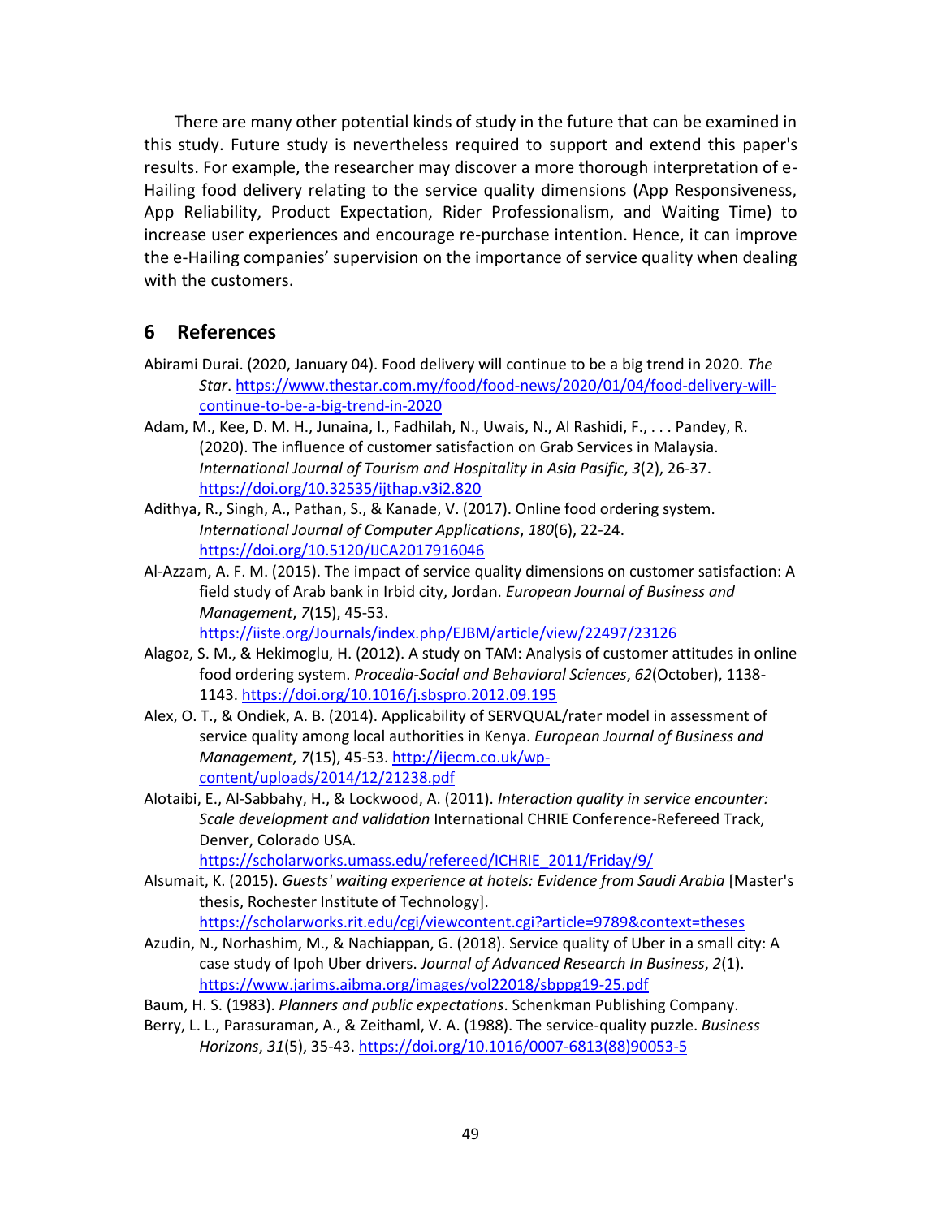There are many other potential kinds of study in the future that can be examined in this study. Future study is nevertheless required to support and extend this paper's results. For example, the researcher may discover a more thorough interpretation of e-Hailing food delivery relating to the service quality dimensions (App Responsiveness, App Reliability, Product Expectation, Rider Professionalism, and Waiting Time) to increase user experiences and encourage re-purchase intention. Hence, it can improve the e-Hailing companies' supervision on the importance of service quality when dealing with the customers.

## 6 References

Abirami Durai. (2020, January 04). Food delivery will continue to be a big trend in 2020. *The Star*. https://www.thestar.com.my/food/food-news/2020/01/04/food-delivery-will-continue-to-be-a-big-trend-in-2020

Adam, M., Kee, D. M. H., Junaina, I., Fadhilah, N., Uwais, N., Al Rashidi, F., . . . Pandey, R. (2020). The influence of customer satisfaction on Grab Services in Malaysia. *International Journal of Tourism and Hospitality in Asia Pasific*, *3*(2), 26-37. https://doi.org/10.32535/ijthap.v3i2.820

Adithya, R., Singh, A., Pathan, S., & Kanade, V. (2017). Online food ordering system. *International Journal of Computer Applications*, *180*(6), 22-24. https://doi.org/10.5120/IJCA2017916046

Al-Azzam, A. F. M. (2015). The impact of service quality dimensions on customer satisfaction: A field study of Arab bank in Irbid city, Jordan. *European Journal of Business and Management*, *7*(15), 45-53. https://iiste.org/Journals/index.php/EJBM/article/view/22497/23126

Alagoz, S. M., & Hekimoglu, H. (2012). A study on TAM: Analysis of customer attitudes in online food ordering system. *Procedia-Social and Behavioral Sciences*, *62*(October), 1138-1143. https://doi.org/10.1016/j.sbspro.2012.09.195

Alex, O. T., & Ondiek, A. B. (2014). Applicability of SERVQUAL/rater model in assessment of service quality among local authorities in Kenya. *European Journal of Business and Management*, *7*(15), 45-53. http://ijecm.co.uk/wp-content/uploads/2014/12/21238.pdf

Alotaibi, E., Al-Sabbahy, H., & Lockwood, A. (2011). *Interaction quality in service encounter: Scale development and validation* International CHRIE Conference-Refereed Track, Denver, Colorado USA. https://scholarworks.umass.edu/refereed/ICHRIE_2011/Friday/9/

Alsumait, K. (2015). *Guests' waiting experience at hotels: Evidence from Saudi Arabia* [Master's thesis, Rochester Institute of Technology]. https://scholarworks.rit.edu/cgi/viewcontent.cgi?article=9789&context=theses

Azudin, N., Norhashim, M., & Nachiappan, G. (2018). Service quality of Uber in a small city: A case study of Ipoh Uber drivers. *Journal of Advanced Research In Business*, *2*(1). https://www.jarims.aibma.org/images/vol22018/sbppg19-25.pdf

Baum, H. S. (1983). *Planners and public expectations*. Schenkman Publishing Company.

Berry, L. L., Parasuraman, A., & Zeithaml, V. A. (1988). The service-quality puzzle. *Business Horizons*, *31*(5), 35-43. https://doi.org/10.1016/0007-6813(88)90053-5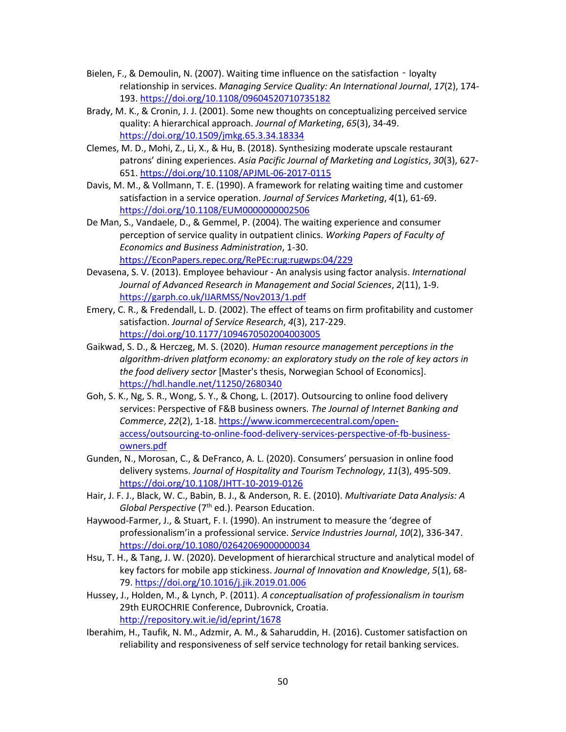Bielen, F., & Demoulin, N. (2007). Waiting time influence on the satisfaction ‐ loyalty relationship in services. *Managing Service Quality: An International Journal*, *17*(2), 174-193. https://doi.org/10.1108/09604520710735182

Brady, M. K., & Cronin, J. J. (2001). Some new thoughts on conceptualizing perceived service quality: A hierarchical approach. *Journal of Marketing*, *65*(3), 34-49. https://doi.org/10.1509/jmkg.65.3.34.18334

Clemes, M. D., Mohi, Z., Li, X., & Hu, B. (2018). Synthesizing moderate upscale restaurant patrons' dining experiences. *Asia Pacific Journal of Marketing and Logistics*, *30*(3), 627-651. https://doi.org/10.1108/APJML-06-2017-0115

Davis, M. M., & Vollmann, T. E. (1990). A framework for relating waiting time and customer satisfaction in a service operation. *Journal of Services Marketing*, *4*(1), 61-69. https://doi.org/10.1108/EUM0000000002506

De Man, S., Vandaele, D., & Gemmel, P. (2004). The waiting experience and consumer perception of service quality in outpatient clinics. *Working Papers of Faculty of Economics and Business Administration*, 1-30. https://EconPapers.repec.org/RePEc:rug:rugwps:04/229

Devasena, S. V. (2013). Employee behaviour - An analysis using factor analysis. *International Journal of Advanced Research in Management and Social Sciences*, *2*(11), 1-9. https://garph.co.uk/IJARMSS/Nov2013/1.pdf

Emery, C. R., & Fredendall, L. D. (2002). The effect of teams on firm profitability and customer satisfaction. *Journal of Service Research*, *4*(3), 217-229. https://doi.org/10.1177/1094670502004003005

Gaikwad, S. D., & Herczeg, M. S. (2020). *Human resource management perceptions in the algorithm-driven platform economy: an exploratory study on the role of key actors in the food delivery sector* [Master's thesis, Norwegian School of Economics]. https://hdl.handle.net/11250/2680340

Goh, S. K., Ng, S. R., Wong, S. Y., & Chong, L. (2017). Outsourcing to online food delivery services: Perspective of F&B business owners. *The Journal of Internet Banking and Commerce*, *22*(2), 1-18. https://www.icommercecentral.com/open-access/outsourcing-to-online-food-delivery-services-perspective-of-fb-business-owners.pdf

Gunden, N., Morosan, C., & DeFranco, A. L. (2020). Consumers' persuasion in online food delivery systems. *Journal of Hospitality and Tourism Technology*, *11*(3), 495-509. https://doi.org/10.1108/JHTT-10-2019-0126

Hair, J. F. J., Black, W. C., Babin, B. J., & Anderson, R. E. (2010). *Multivariate Data Analysis: A Global Perspective* (7th ed.). Pearson Education.

Haywood-Farmer, J., & Stuart, F. I. (1990). An instrument to measure the 'degree of professionalism'in a professional service. *Service Industries Journal*, *10*(2), 336-347. https://doi.org/10.1080/02642069000000034

Hsu, T. H., & Tang, J. W. (2020). Development of hierarchical structure and analytical model of key factors for mobile app stickiness. *Journal of Innovation and Knowledge*, *5*(1), 68-79. https://doi.org/10.1016/j.jik.2019.01.006

Hussey, J., Holden, M., & Lynch, P. (2011). *A conceptualisation of professionalism in tourism* 29th EUROCHRIE Conference, Dubrovnick, Croatia. http://repository.wit.ie/id/eprint/1678

Iberahim, H., Taufik, N. M., Adzmir, A. M., & Saharuddin, H. (2016). Customer satisfaction on reliability and responsiveness of self service technology for retail banking services.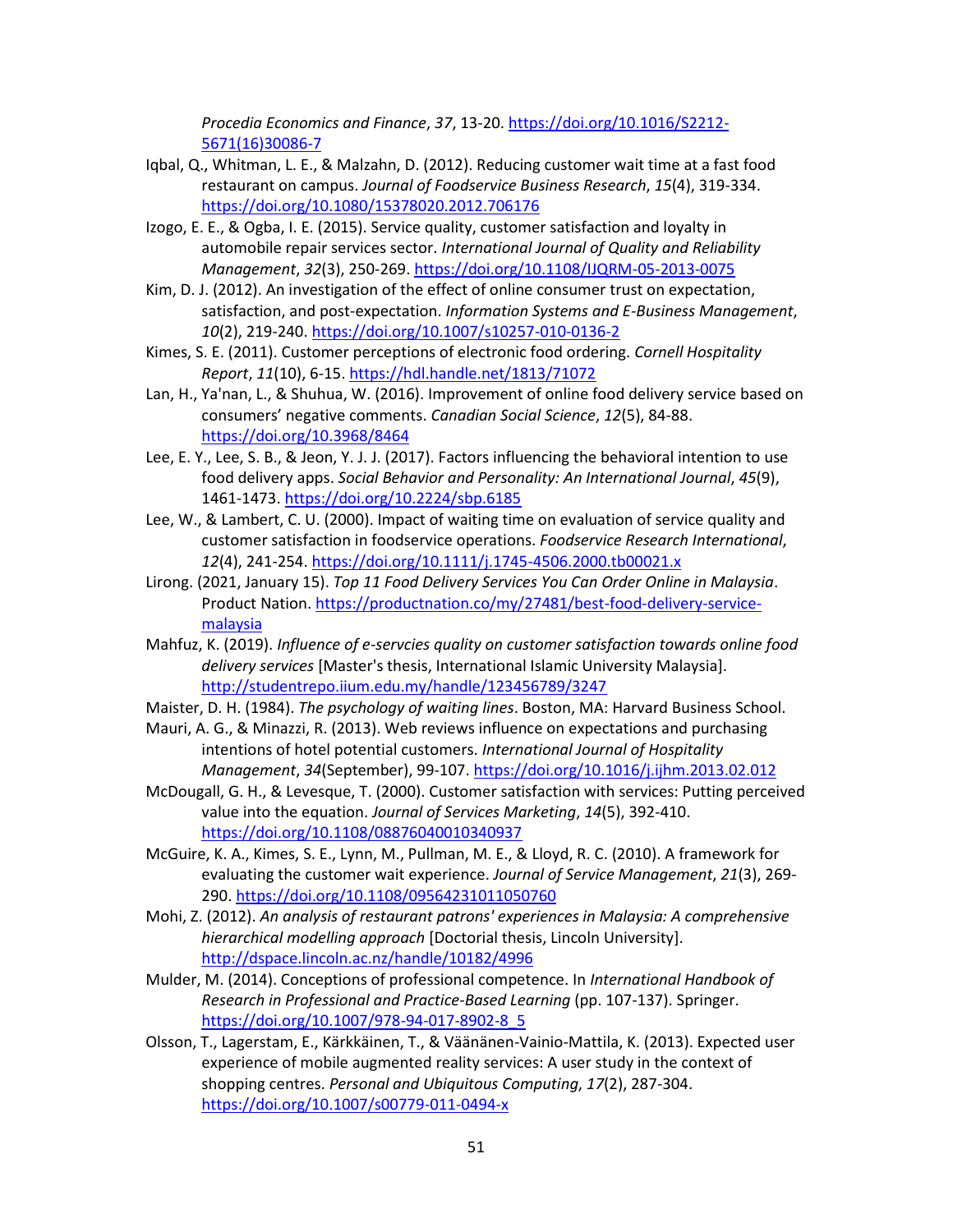*Procedia Economics and Finance*, *37*, 13-20. https://doi.org/10.1016/S2212-5671(16)30086-7

Iqbal, Q., Whitman, L. E., & Malzahn, D. (2012). Reducing customer wait time at a fast food restaurant on campus. *Journal of Foodservice Business Research*, *15*(4), 319-334. https://doi.org/10.1080/15378020.2012.706176

Izogo, E. E., & Ogba, I. E. (2015). Service quality, customer satisfaction and loyalty in automobile repair services sector. *International Journal of Quality and Reliability Management*, *32*(3), 250-269. https://doi.org/10.1108/IJQRM-05-2013-0075

Kim, D. J. (2012). An investigation of the effect of online consumer trust on expectation, satisfaction, and post-expectation. *Information Systems and E-Business Management*, *10*(2), 219-240. https://doi.org/10.1007/s10257-010-0136-2

Kimes, S. E. (2011). Customer perceptions of electronic food ordering. *Cornell Hospitality Report*, *11*(10), 6-15. https://hdl.handle.net/1813/71072

Lan, H., Ya'nan, L., & Shuhua, W. (2016). Improvement of online food delivery service based on consumers' negative comments. *Canadian Social Science*, *12*(5), 84-88. https://doi.org/10.3968/8464

Lee, E. Y., Lee, S. B., & Jeon, Y. J. J. (2017). Factors influencing the behavioral intention to use food delivery apps. *Social Behavior and Personality: An International Journal*, *45*(9), 1461-1473. https://doi.org/10.2224/sbp.6185

Lee, W., & Lambert, C. U. (2000). Impact of waiting time on evaluation of service quality and customer satisfaction in foodservice operations. *Foodservice Research International*, *12*(4), 241-254. https://doi.org/10.1111/j.1745-4506.2000.tb00021.x

Lirong. (2021, January 15). *Top 11 Food Delivery Services You Can Order Online in Malaysia*. Product Nation. https://productnation.co/my/27481/best-food-delivery-service-malaysia

Mahfuz, K. (2019). *Influence of e-servcies quality on customer satisfaction towards online food delivery services* [Master's thesis, International Islamic University Malaysia]. http://studentrepo.iium.edu.my/handle/123456789/3247

Maister, D. H. (1984). *The psychology of waiting lines*. Boston, MA: Harvard Business School.

Mauri, A. G., & Minazzi, R. (2013). Web reviews influence on expectations and purchasing intentions of hotel potential customers. *International Journal of Hospitality Management*, *34*(September), 99-107. https://doi.org/10.1016/j.ijhm.2013.02.012

McDougall, G. H., & Levesque, T. (2000). Customer satisfaction with services: Putting perceived value into the equation. *Journal of Services Marketing*, *14*(5), 392-410. https://doi.org/10.1108/08876040010340937

McGuire, K. A., Kimes, S. E., Lynn, M., Pullman, M. E., & Lloyd, R. C. (2010). A framework for evaluating the customer wait experience. *Journal of Service Management*, *21*(3), 269-290. https://doi.org/10.1108/09564231011050760

Mohi, Z. (2012). *An analysis of restaurant patrons' experiences in Malaysia: A comprehensive hierarchical modelling approach* [Doctorial thesis, Lincoln University]. http://dspace.lincoln.ac.nz/handle/10182/4996

Mulder, M. (2014). Conceptions of professional competence. In *International Handbook of Research in Professional and Practice-Based Learning* (pp. 107-137). Springer. https://doi.org/10.1007/978-94-017-8902-8_5

Olsson, T., Lagerstam, E., Kärkkäinen, T., & Väänänen-Vainio-Mattila, K. (2013). Expected user experience of mobile augmented reality services: A user study in the context of shopping centres. *Personal and Ubiquitous Computing*, *17*(2), 287-304. https://doi.org/10.1007/s00779-011-0494-x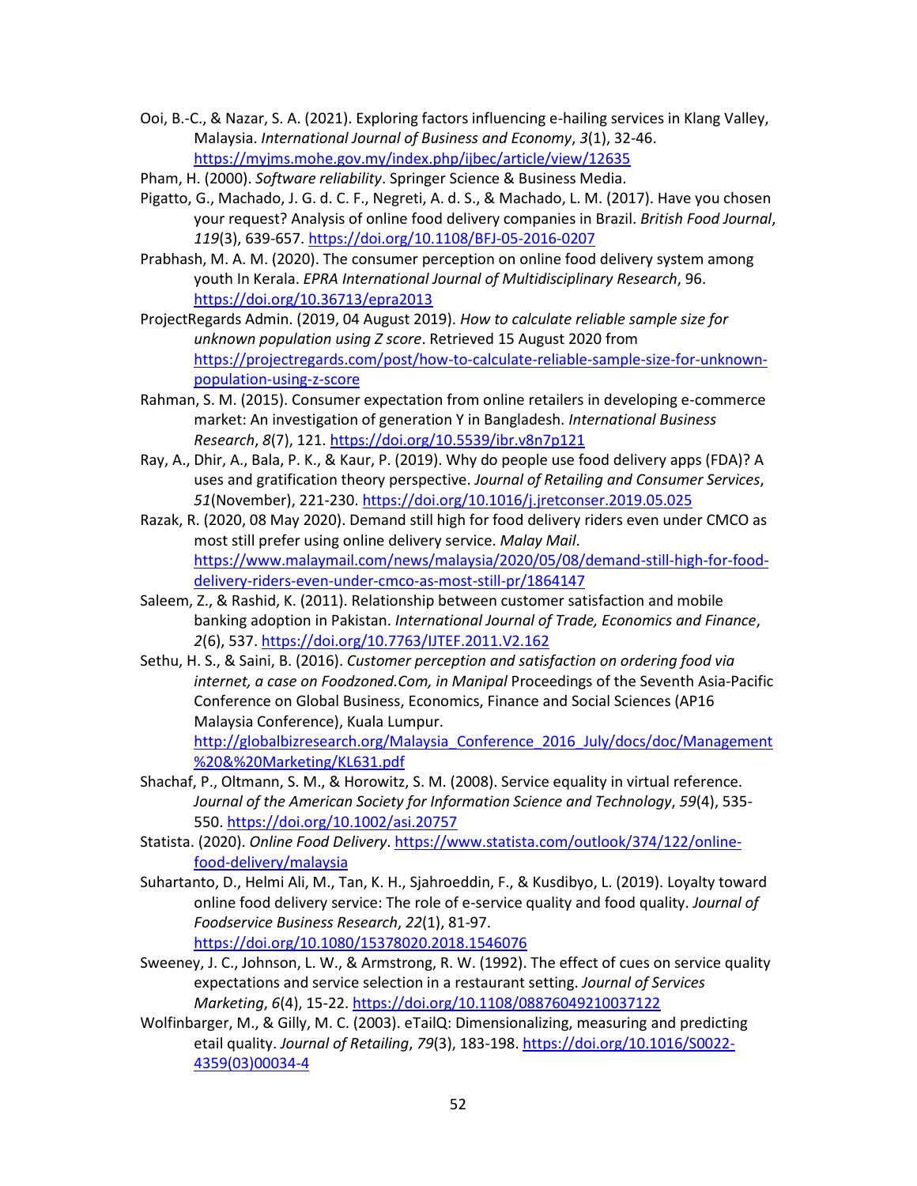Ooi, B.-C., & Nazar, S. A. (2021). Exploring factors influencing e-hailing services in Klang Valley, Malaysia. *International Journal of Business and Economy*, *3*(1), 32-46. https://myjms.mohe.gov.my/index.php/ijbec/article/view/12635

Pham, H. (2000). *Software reliability*. Springer Science & Business Media.

Pigatto, G., Machado, J. G. d. C. F., Negreti, A. d. S., & Machado, L. M. (2017). Have you chosen your request? Analysis of online food delivery companies in Brazil. *British Food Journal*, *119*(3), 639-657. https://doi.org/10.1108/BFJ-05-2016-0207

Prabhash, M. A. M. (2020). The consumer perception on online food delivery system among youth In Kerala. *EPRA International Journal of Multidisciplinary Research*, 96. https://doi.org/10.36713/epra2013

ProjectRegards Admin. (2019, 04 August 2019). *How to calculate reliable sample size for unknown population using Z score*. Retrieved 15 August 2020 from https://projectregards.com/post/how-to-calculate-reliable-sample-size-for-unknown-population-using-z-score

Rahman, S. M. (2015). Consumer expectation from online retailers in developing e-commerce market: An investigation of generation Y in Bangladesh. *International Business Research*, *8*(7), 121. https://doi.org/10.5539/ibr.v8n7p121

Ray, A., Dhir, A., Bala, P. K., & Kaur, P. (2019). Why do people use food delivery apps (FDA)? A uses and gratification theory perspective. *Journal of Retailing and Consumer Services*, *51*(November), 221-230. https://doi.org/10.1016/j.jretconser.2019.05.025

Razak, R. (2020, 08 May 2020). Demand still high for food delivery riders even under CMCO as most still prefer using online delivery service. *Malay Mail*. https://www.malaymail.com/news/malaysia/2020/05/08/demand-still-high-for-food-delivery-riders-even-under-cmco-as-most-still-pr/1864147

Saleem, Z., & Rashid, K. (2011). Relationship between customer satisfaction and mobile banking adoption in Pakistan. *International Journal of Trade, Economics and Finance*, *2*(6), 537. https://doi.org/10.7763/IJTEF.2011.V2.162

Sethu, H. S., & Saini, B. (2016). *Customer perception and satisfaction on ordering food via internet, a case on Foodzoned.Com, in Manipal* Proceedings of the Seventh Asia-Pacific Conference on Global Business, Economics, Finance and Social Sciences (AP16 Malaysia Conference), Kuala Lumpur. http://globalbizresearch.org/Malaysia_Conference_2016_July/docs/doc/Management%20&%20Marketing/KL631.pdf

Shachaf, P., Oltmann, S. M., & Horowitz, S. M. (2008). Service equality in virtual reference. *Journal of the American Society for Information Science and Technology*, *59*(4), 535-550. https://doi.org/10.1002/asi.20757

Statista. (2020). *Online Food Delivery*. https://www.statista.com/outlook/374/122/online-food-delivery/malaysia

Suhartanto, D., Helmi Ali, M., Tan, K. H., Sjahroeddin, F., & Kusdibyo, L. (2019). Loyalty toward online food delivery service: The role of e-service quality and food quality. *Journal of Foodservice Business Research*, *22*(1), 81-97. https://doi.org/10.1080/15378020.2018.1546076

Sweeney, J. C., Johnson, L. W., & Armstrong, R. W. (1992). The effect of cues on service quality expectations and service selection in a restaurant setting. *Journal of Services Marketing*, *6*(4), 15-22. https://doi.org/10.1108/08876049210037122

Wolfinbarger, M., & Gilly, M. C. (2003). eTailQ: Dimensionalizing, measuring and predicting etail quality. *Journal of Retailing*, *79*(3), 183-198. https://doi.org/10.1016/S0022-4359(03)00034-4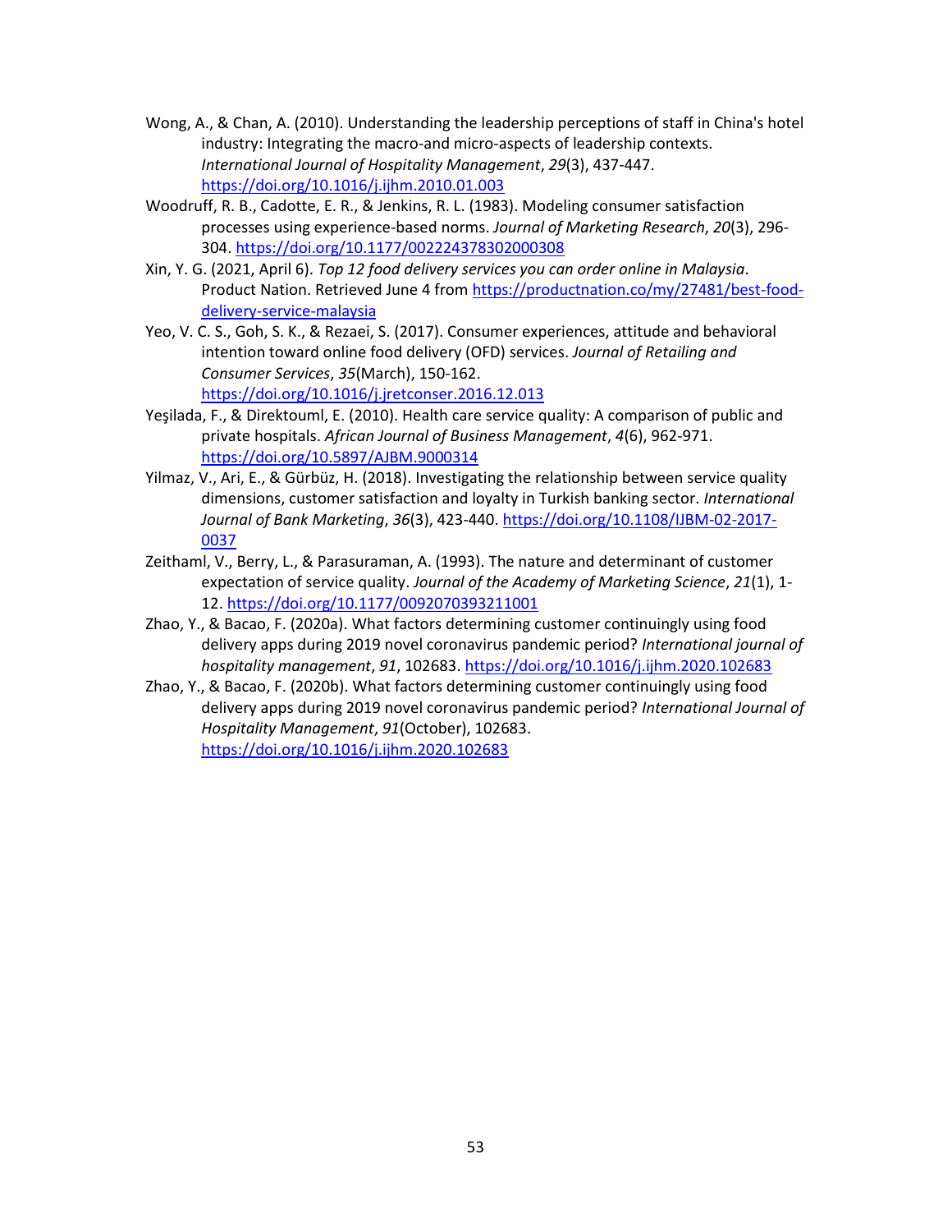Wong, A., & Chan, A. (2010). Understanding the leadership perceptions of staff in China's hotel industry: Integrating the macro-and micro-aspects of leadership contexts. *International Journal of Hospitality Management*, *29*(3), 437-447. https://doi.org/10.1016/j.ijhm.2010.01.003

Woodruff, R. B., Cadotte, E. R., & Jenkins, R. L. (1983). Modeling consumer satisfaction processes using experience-based norms. *Journal of Marketing Research*, *20*(3), 296-304. https://doi.org/10.1177/002224378302000308

Xin, Y. G. (2021, April 6). *Top 12 food delivery services you can order online in Malaysia*. Product Nation. Retrieved June 4 from https://productnation.co/my/27481/best-food-delivery-service-malaysia

Yeo, V. C. S., Goh, S. K., & Rezaei, S. (2017). Consumer experiences, attitude and behavioral intention toward online food delivery (OFD) services. *Journal of Retailing and Consumer Services*, *35*(March), 150-162. https://doi.org/10.1016/j.jretconser.2016.12.013

Yeşilada, F., & Direktouml, E. (2010). Health care service quality: A comparison of public and private hospitals. *African Journal of Business Management*, *4*(6), 962-971. https://doi.org/10.5897/AJBM.9000314

Yilmaz, V., Ari, E., & Gürbüz, H. (2018). Investigating the relationship between service quality dimensions, customer satisfaction and loyalty in Turkish banking sector. *International Journal of Bank Marketing*, *36*(3), 423-440. https://doi.org/10.1108/IJBM-02-2017-0037

Zeithaml, V., Berry, L., & Parasuraman, A. (1993). The nature and determinant of customer expectation of service quality. *Journal of the Academy of Marketing Science*, *21*(1), 1-12. https://doi.org/10.1177/0092070393211001

Zhao, Y., & Bacao, F. (2020a). What factors determining customer continuingly using food delivery apps during 2019 novel coronavirus pandemic period? *International journal of hospitality management*, *91*, 102683. https://doi.org/10.1016/j.ijhm.2020.102683

Zhao, Y., & Bacao, F. (2020b). What factors determining customer continuingly using food delivery apps during 2019 novel coronavirus pandemic period? *International Journal of Hospitality Management*, *91*(October), 102683. https://doi.org/10.1016/j.ijhm.2020.102683